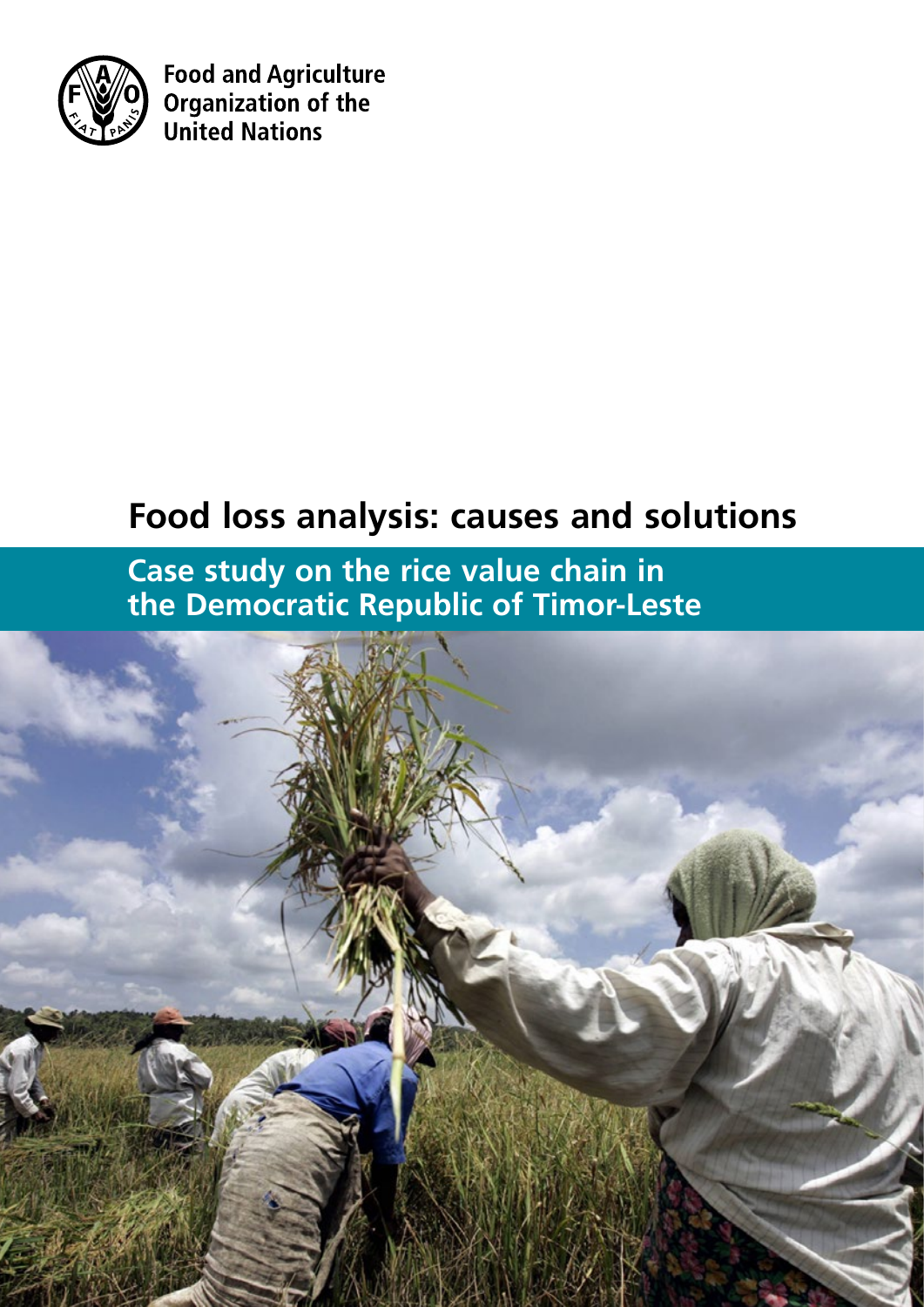Food and Agriculture Organization of the United Nations

# Food loss analysis: causes and solutions

## Case study on the rice value chain in the Democratic Republic of Timor-Leste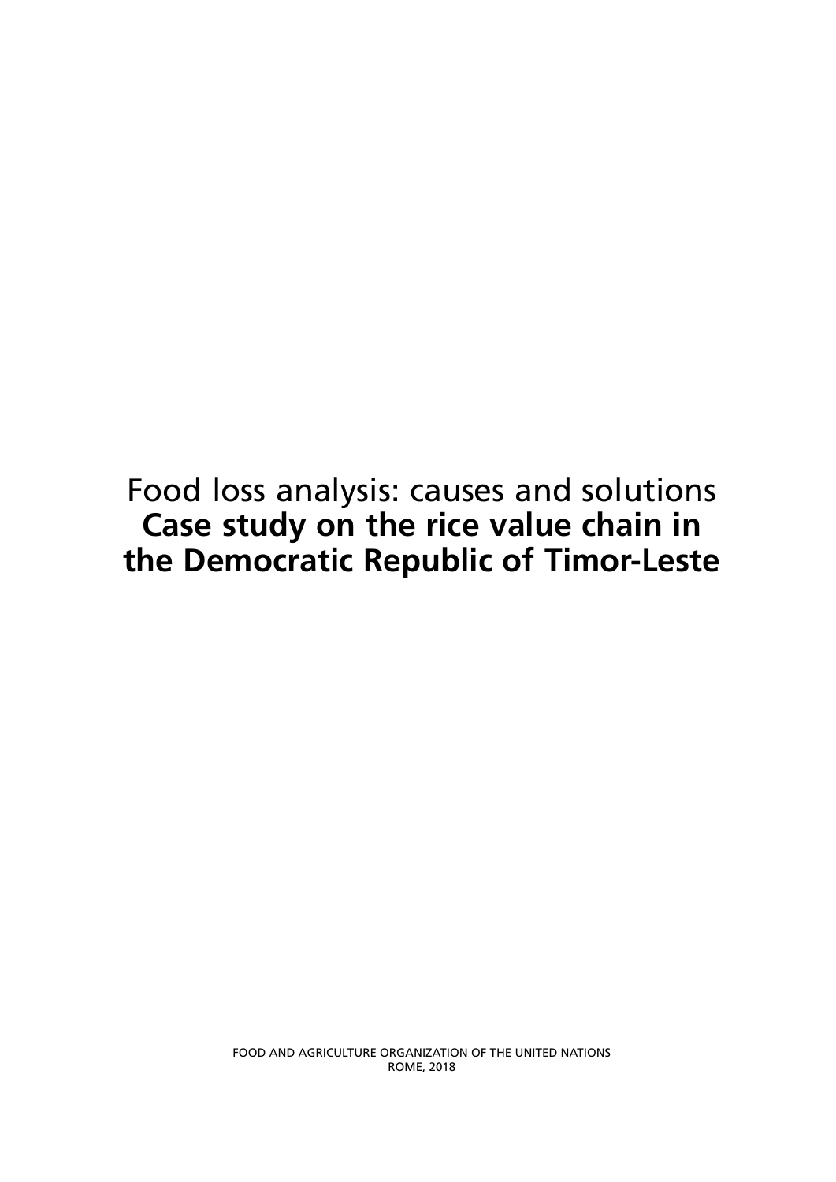# Food loss analysis: causes and solutions
# **Case study on the rice value chain in the Democratic Republic of Timor-Leste**

FOOD AND AGRICULTURE ORGANIZATION OF THE UNITED NATIONS
ROME, 2018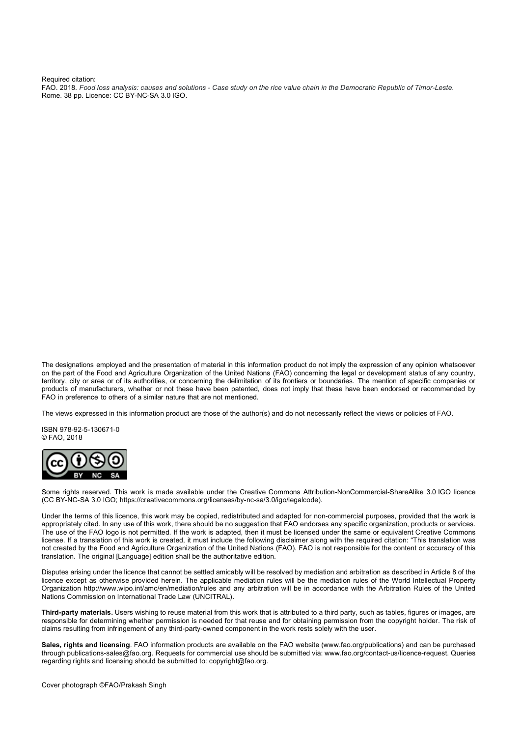Required citation:
FAO. 2018. *Food loss analysis: causes and solutions - Case study on the rice value chain in the Democratic Republic of Timor-Leste.* Rome. 38 pp. Licence: CC BY-NC-SA 3.0 IGO.

The designations employed and the presentation of material in this information product do not imply the expression of any opinion whatsoever on the part of the Food and Agriculture Organization of the United Nations (FAO) concerning the legal or development status of any country, territory, city or area or of its authorities, or concerning the delimitation of its frontiers or boundaries. The mention of specific companies or products of manufacturers, whether or not these have been patented, does not imply that these have been endorsed or recommended by FAO in preference to others of a similar nature that are not mentioned.

The views expressed in this information product are those of the author(s) and do not necessarily reflect the views or policies of FAO.

ISBN 978-92-5-130671-0
© FAO, 2018

Some rights reserved. This work is made available under the Creative Commons Attribution-NonCommercial-ShareAlike 3.0 IGO licence (CC BY-NC-SA 3.0 IGO; https://creativecommons.org/licenses/by-nc-sa/3.0/igo/legalcode).

Under the terms of this licence, this work may be copied, redistributed and adapted for non-commercial purposes, provided that the work is appropriately cited. In any use of this work, there should be no suggestion that FAO endorses any specific organization, products or services. The use of the FAO logo is not permitted. If the work is adapted, then it must be licensed under the same or equivalent Creative Commons license. If a translation of this work is created, it must include the following disclaimer along with the required citation: "This translation was not created by the Food and Agriculture Organization of the United Nations (FAO). FAO is not responsible for the content or accuracy of this translation. The original [Language] edition shall be the authoritative edition.

Disputes arising under the licence that cannot be settled amicably will be resolved by mediation and arbitration as described in Article 8 of the licence except as otherwise provided herein. The applicable mediation rules will be the mediation rules of the World Intellectual Property Organization http://www.wipo.int/amc/en/mediation/rules and any arbitration will be in accordance with the Arbitration Rules of the United Nations Commission on International Trade Law (UNCITRAL).

**Third-party materials.** Users wishing to reuse material from this work that is attributed to a third party, such as tables, figures or images, are responsible for determining whether permission is needed for that reuse and for obtaining permission from the copyright holder. The risk of claims resulting from infringement of any third-party-owned component in the work rests solely with the user.

**Sales, rights and licensing**. FAO information products are available on the FAO website (www.fao.org/publications) and can be purchased through publications-sales@fao.org. Requests for commercial use should be submitted via: www.fao.org/contact-us/licence-request. Queries regarding rights and licensing should be submitted to: copyright@fao.org.

Cover photograph ©FAO/Prakash Singh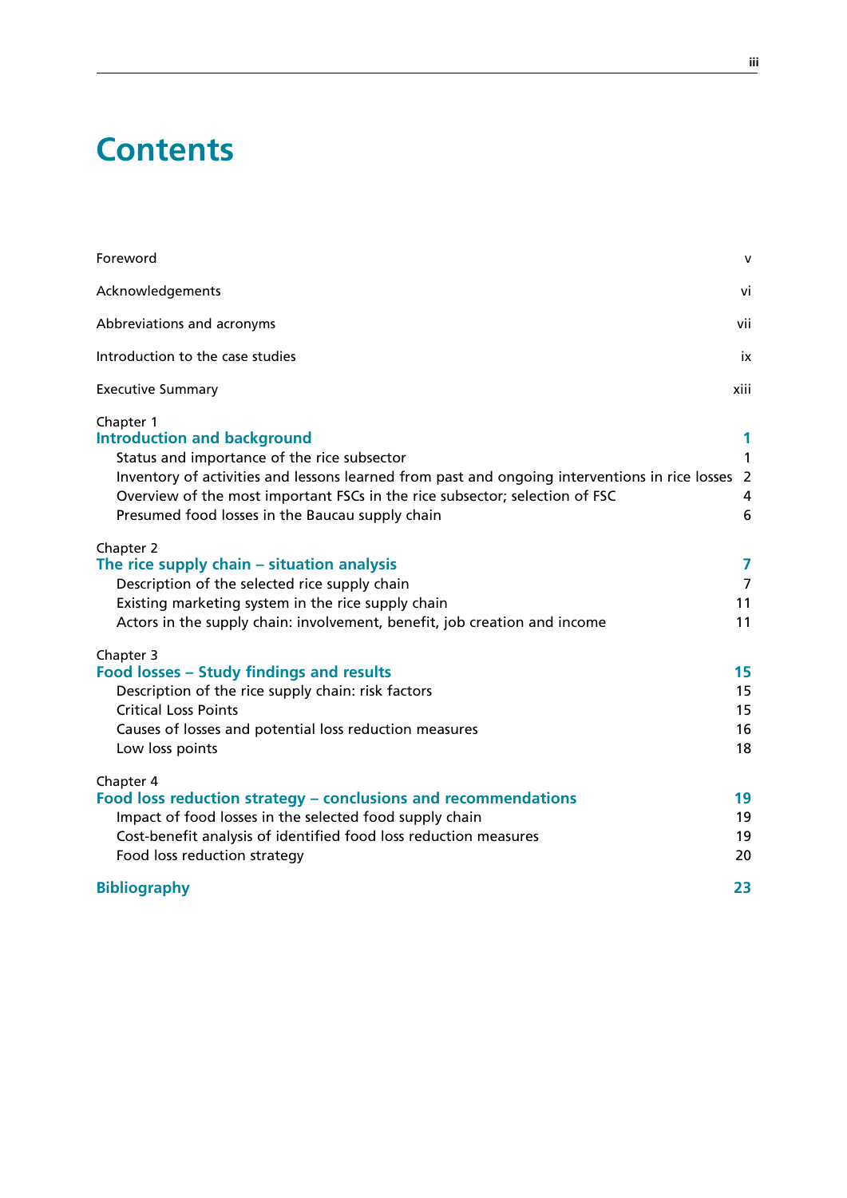# Contents

| | |
|---|---|
| Foreword | v |
| Acknowledgements | vi |
| Abbreviations and acronyms | vii |
| Introduction to the case studies | ix |
| Executive Summary | xiii |
| Chapter 1<br>**Introduction and background** | **1** |
| Status and importance of the rice subsector | 1 |
| Inventory of activities and lessons learned from past and ongoing interventions in rice losses | 2 |
| Overview of the most important FSCs in the rice subsector; selection of FSC | 4 |
| Presumed food losses in the Baucau supply chain | 6 |
| Chapter 2<br>**The rice supply chain – situation analysis** | **7** |
| Description of the selected rice supply chain | 7 |
| Existing marketing system in the rice supply chain | 11 |
| Actors in the supply chain: involvement, benefit, job creation and income | 11 |
| Chapter 3<br>**Food losses – Study findings and results** | **15** |
| Description of the rice supply chain: risk factors | 15 |
| Critical Loss Points | 15 |
| Causes of losses and potential loss reduction measures | 16 |
| Low loss points | 18 |
| Chapter 4<br>**Food loss reduction strategy – conclusions and recommendations** | **19** |
| Impact of food losses in the selected food supply chain | 19 |
| Cost-benefit analysis of identified food loss reduction measures | 19 |
| Food loss reduction strategy | 20 |
| **Bibliography** | **23** |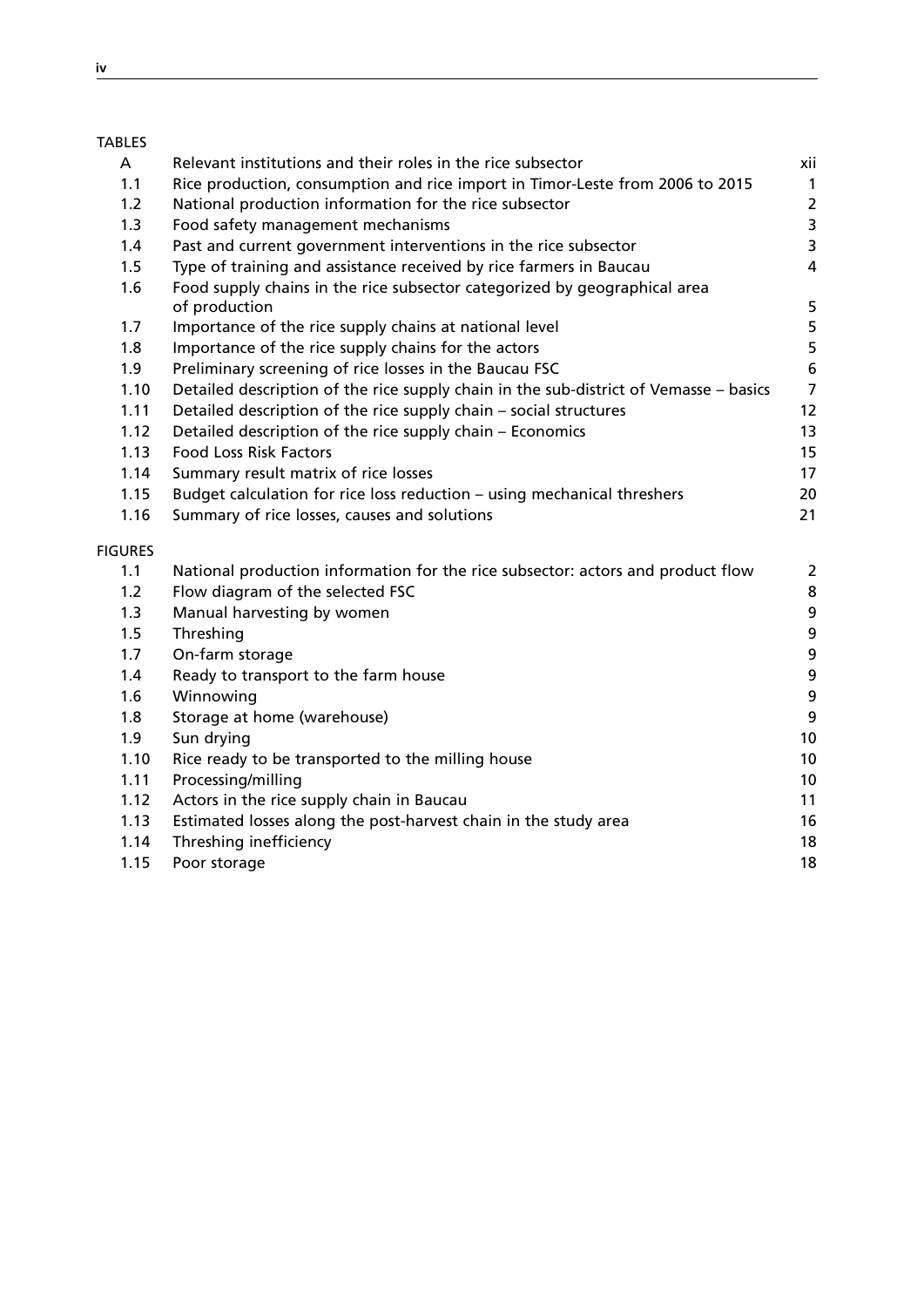TABLES

| | | |
|---|---|---|
| A | Relevant institutions and their roles in the rice subsector | xii |
| 1.1 | Rice production, consumption and rice import in Timor-Leste from 2006 to 2015 | 1 |
| 1.2 | National production information for the rice subsector | 2 |
| 1.3 | Food safety management mechanisms | 3 |
| 1.4 | Past and current government interventions in the rice subsector | 3 |
| 1.5 | Type of training and assistance received by rice farmers in Baucau | 4 |
| 1.6 | Food supply chains in the rice subsector categorized by geographical area of production | 5 |
| 1.7 | Importance of the rice supply chains at national level | 5 |
| 1.8 | Importance of the rice supply chains for the actors | 5 |
| 1.9 | Preliminary screening of rice losses in the Baucau FSC | 6 |
| 1.10 | Detailed description of the rice supply chain in the sub-district of Vemasse – basics | 7 |
| 1.11 | Detailed description of the rice supply chain – social structures | 12 |
| 1.12 | Detailed description of the rice supply chain – Economics | 13 |
| 1.13 | Food Loss Risk Factors | 15 |
| 1.14 | Summary result matrix of rice losses | 17 |
| 1.15 | Budget calculation for rice loss reduction – using mechanical threshers | 20 |
| 1.16 | Summary of rice losses, causes and solutions | 21 |

FIGURES

| | | |
|---|---|---|
| 1.1 | National production information for the rice subsector: actors and product flow | 2 |
| 1.2 | Flow diagram of the selected FSC | 8 |
| 1.3 | Manual harvesting by women | 9 |
| 1.5 | Threshing | 9 |
| 1.7 | On-farm storage | 9 |
| 1.4 | Ready to transport to the farm house | 9 |
| 1.6 | Winnowing | 9 |
| 1.8 | Storage at home (warehouse) | 9 |
| 1.9 | Sun drying | 10 |
| 1.10 | Rice ready to be transported to the milling house | 10 |
| 1.11 | Processing/milling | 10 |
| 1.12 | Actors in the rice supply chain in Baucau | 11 |
| 1.13 | Estimated losses along the post-harvest chain in the study area | 16 |
| 1.14 | Threshing inefficiency | 18 |
| 1.15 | Poor storage | 18 |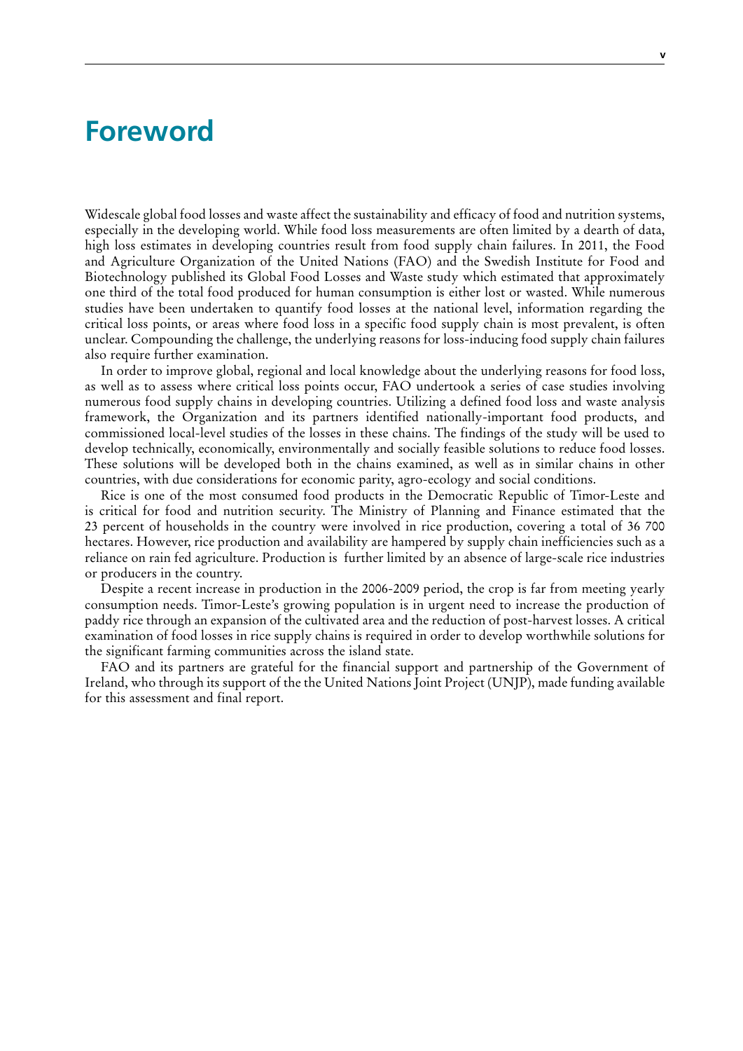# Foreword

Widescale global food losses and waste affect the sustainability and efficacy of food and nutrition systems, especially in the developing world. While food loss measurements are often limited by a dearth of data, high loss estimates in developing countries result from food supply chain failures. In 2011, the Food and Agriculture Organization of the United Nations (FAO) and the Swedish Institute for Food and Biotechnology published its Global Food Losses and Waste study which estimated that approximately one third of the total food produced for human consumption is either lost or wasted. While numerous studies have been undertaken to quantify food losses at the national level, information regarding the critical loss points, or areas where food loss in a specific food supply chain is most prevalent, is often unclear. Compounding the challenge, the underlying reasons for loss-inducing food supply chain failures also require further examination.

In order to improve global, regional and local knowledge about the underlying reasons for food loss, as well as to assess where critical loss points occur, FAO undertook a series of case studies involving numerous food supply chains in developing countries. Utilizing a defined food loss and waste analysis framework, the Organization and its partners identified nationally-important food products, and commissioned local-level studies of the losses in these chains. The findings of the study will be used to develop technically, economically, environmentally and socially feasible solutions to reduce food losses. These solutions will be developed both in the chains examined, as well as in similar chains in other countries, with due considerations for economic parity, agro-ecology and social conditions.

Rice is one of the most consumed food products in the Democratic Republic of Timor-Leste and is critical for food and nutrition security. The Ministry of Planning and Finance estimated that the 23 percent of households in the country were involved in rice production, covering a total of 36 700 hectares. However, rice production and availability are hampered by supply chain inefficiencies such as a reliance on rain fed agriculture. Production is further limited by an absence of large-scale rice industries or producers in the country.

Despite a recent increase in production in the 2006-2009 period, the crop is far from meeting yearly consumption needs. Timor-Leste's growing population is in urgent need to increase the production of paddy rice through an expansion of the cultivated area and the reduction of post-harvest losses. A critical examination of food losses in rice supply chains is required in order to develop worthwhile solutions for the significant farming communities across the island state.

FAO and its partners are grateful for the financial support and partnership of the Government of Ireland, who through its support of the the United Nations Joint Project (UNJP), made funding available for this assessment and final report.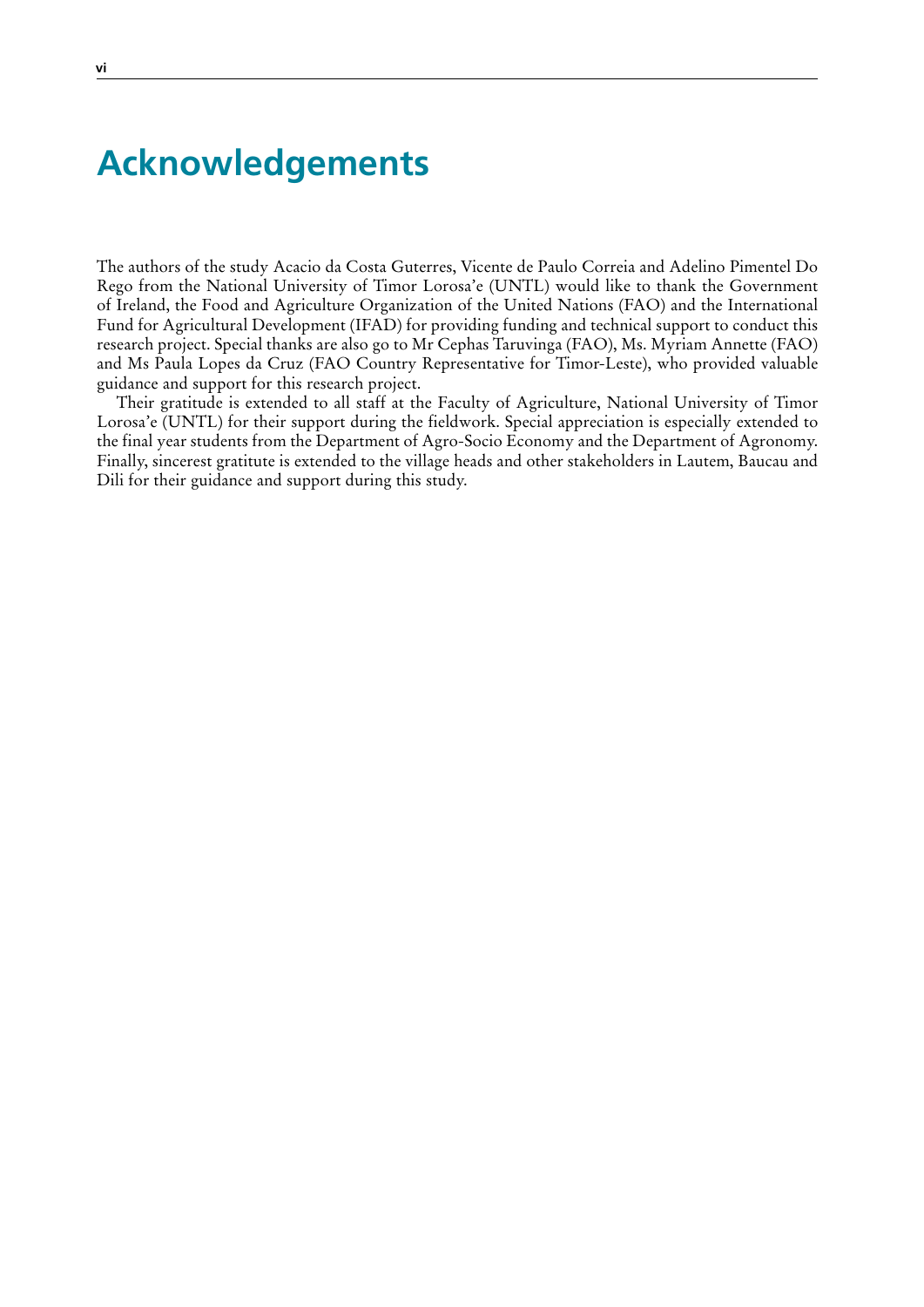# Acknowledgements

The authors of the study Acacio da Costa Guterres, Vicente de Paulo Correia and Adelino Pimentel Do Rego from the National University of Timor Lorosa'e (UNTL) would like to thank the Government of Ireland, the Food and Agriculture Organization of the United Nations (FAO) and the International Fund for Agricultural Development (IFAD) for providing funding and technical support to conduct this research project. Special thanks are also go to Mr Cephas Taruvinga (FAO), Ms. Myriam Annette (FAO) and Ms Paula Lopes da Cruz (FAO Country Representative for Timor-Leste), who provided valuable guidance and support for this research project.

Their gratitude is extended to all staff at the Faculty of Agriculture, National University of Timor Lorosa'e (UNTL) for their support during the fieldwork. Special appreciation is especially extended to the final year students from the Department of Agro-Socio Economy and the Department of Agronomy. Finally, sincerest gratitute is extended to the village heads and other stakeholders in Lautem, Baucau and Dili for their guidance and support during this study.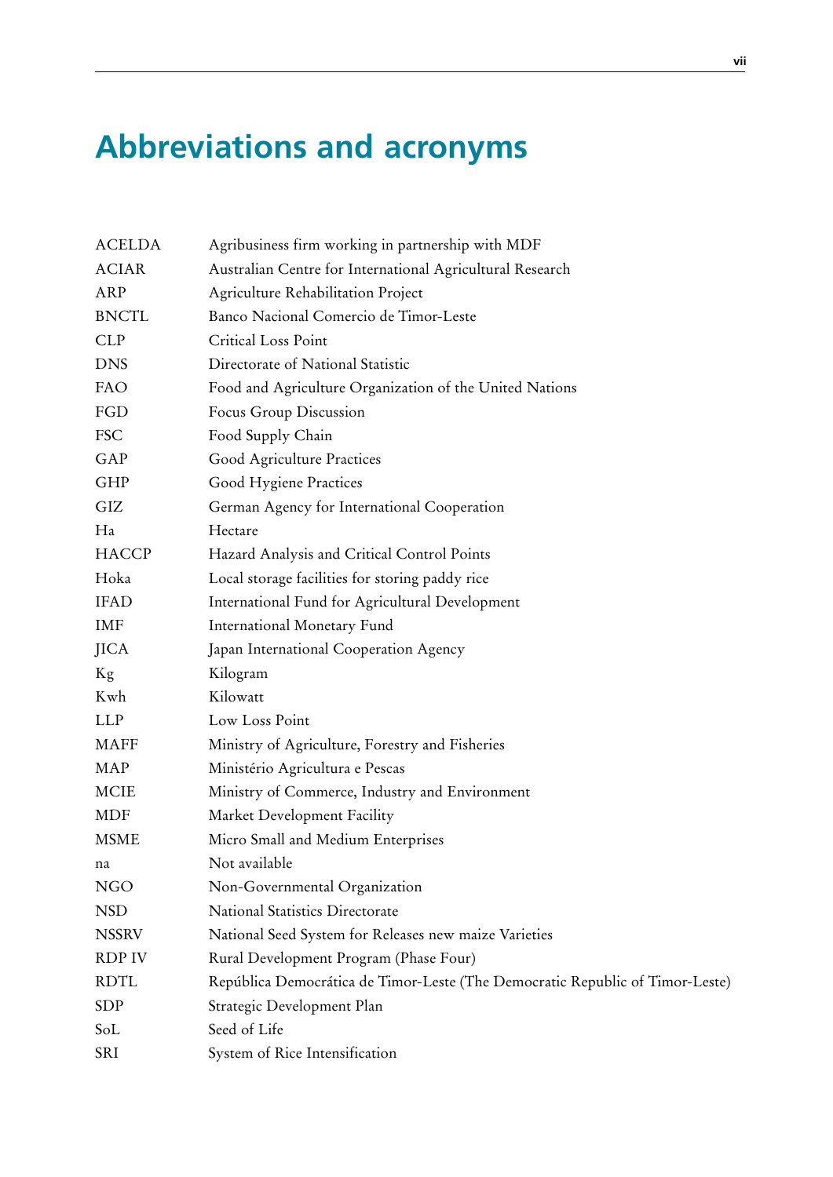# Abbreviations and acronyms

| | |
|---|---|
| ACELDA | Agribusiness firm working in partnership with MDF |
| ACIAR | Australian Centre for International Agricultural Research |
| ARP | Agriculture Rehabilitation Project |
| BNCTL | Banco Nacional Comercio de Timor-Leste |
| CLP | Critical Loss Point |
| DNS | Directorate of National Statistic |
| FAO | Food and Agriculture Organization of the United Nations |
| FGD | Focus Group Discussion |
| FSC | Food Supply Chain |
| GAP | Good Agriculture Practices |
| GHP | Good Hygiene Practices |
| GIZ | German Agency for International Cooperation |
| Ha | Hectare |
| HACCP | Hazard Analysis and Critical Control Points |
| Hoka | Local storage facilities for storing paddy rice |
| IFAD | International Fund for Agricultural Development |
| IMF | International Monetary Fund |
| JICA | Japan International Cooperation Agency |
| Kg | Kilogram |
| Kwh | Kilowatt |
| LLP | Low Loss Point |
| MAFF | Ministry of Agriculture, Forestry and Fisheries |
| MAP | Ministério Agricultura e Pescas |
| MCIE | Ministry of Commerce, Industry and Environment |
| MDF | Market Development Facility |
| MSME | Micro Small and Medium Enterprises |
| na | Not available |
| NGO | Non-Governmental Organization |
| NSD | National Statistics Directorate |
| NSSRV | National Seed System for Releases new maize Varieties |
| RDP IV | Rural Development Program (Phase Four) |
| RDTL | República Democrática de Timor-Leste (The Democratic Republic of Timor-Leste) |
| SDP | Strategic Development Plan |
| SoL | Seed of Life |
| SRI | System of Rice Intensification |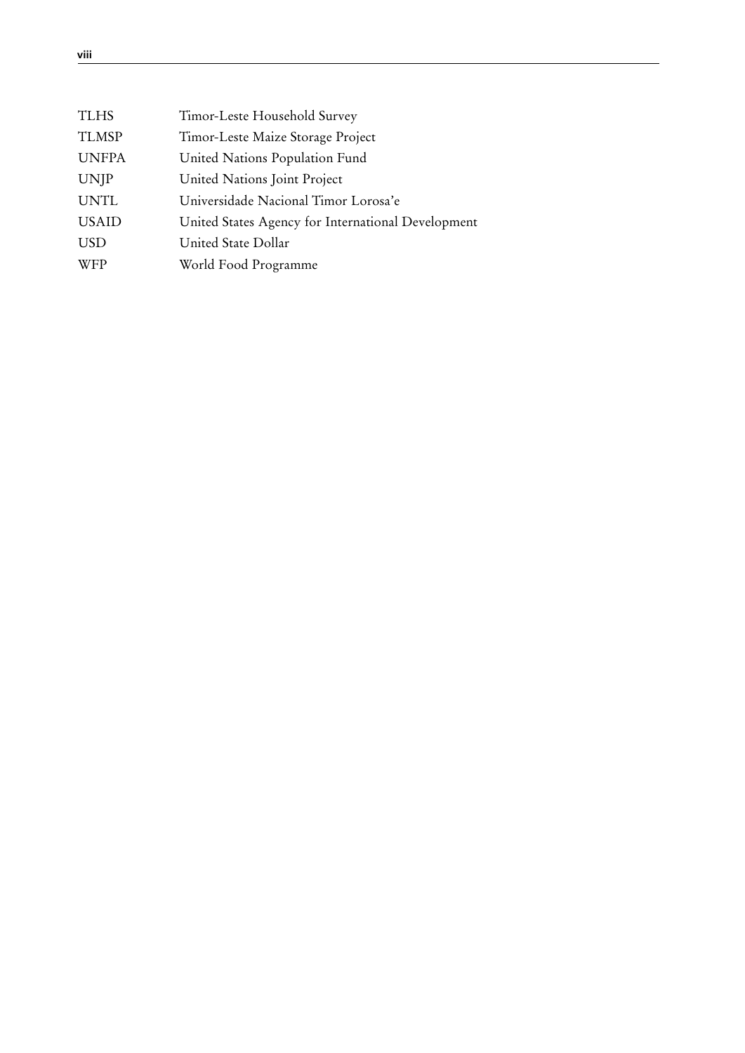| | |
|---|---|
| TLHS | Timor-Leste Household Survey |
| TLMSP | Timor-Leste Maize Storage Project |
| UNFPA | United Nations Population Fund |
| UNJP | United Nations Joint Project |
| UNTL | Universidade Nacional Timor Lorosa'e |
| USAID | United States Agency for International Development |
| USD | United State Dollar |
| WFP | World Food Programme |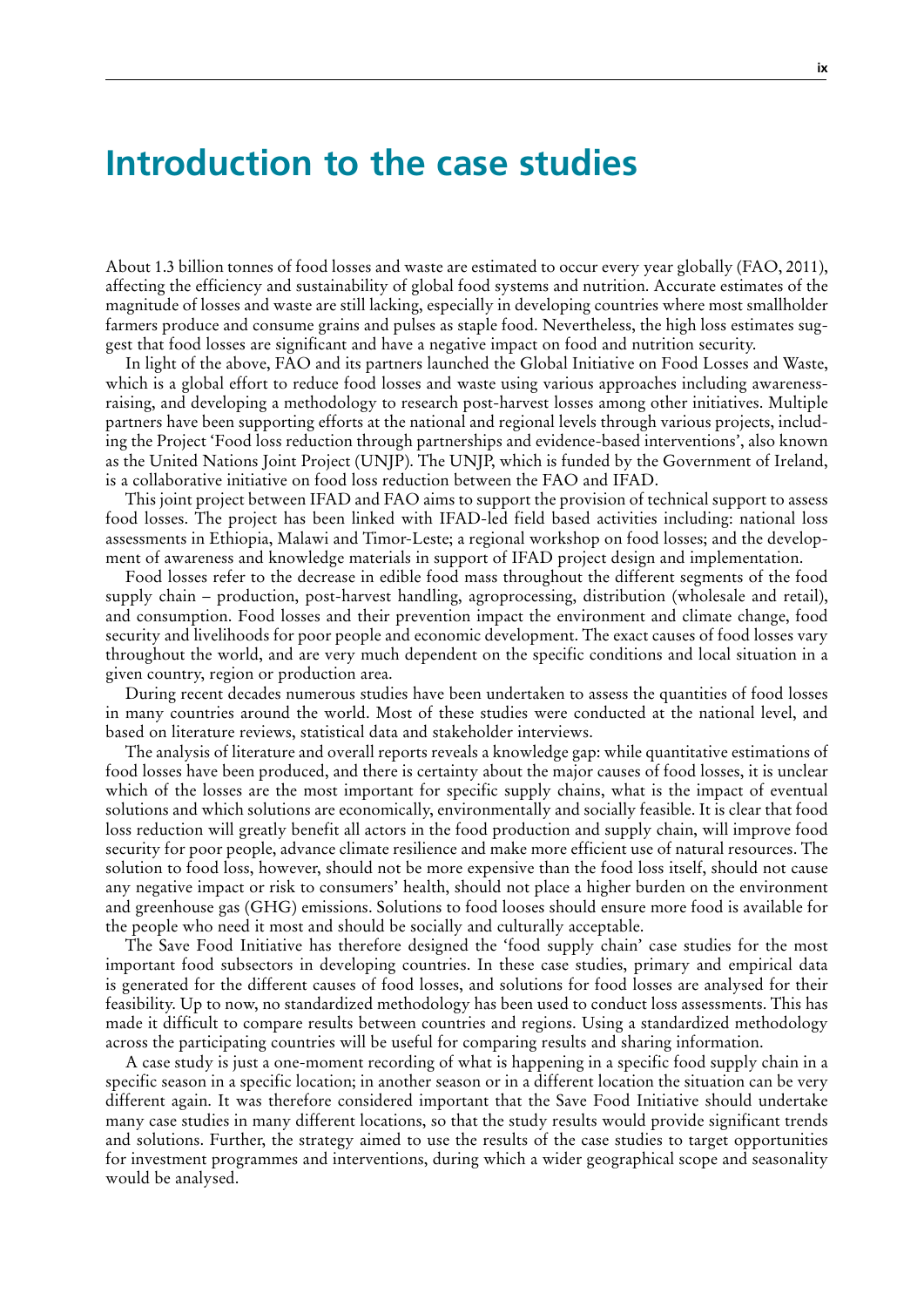# Introduction to the case studies

About 1.3 billion tonnes of food losses and waste are estimated to occur every year globally (FAO, 2011), affecting the efficiency and sustainability of global food systems and nutrition. Accurate estimates of the magnitude of losses and waste are still lacking, especially in developing countries where most smallholder farmers produce and consume grains and pulses as staple food. Nevertheless, the high loss estimates suggest that food losses are significant and have a negative impact on food and nutrition security.

In light of the above, FAO and its partners launched the Global Initiative on Food Losses and Waste, which is a global effort to reduce food losses and waste using various approaches including awareness-raising, and developing a methodology to research post-harvest losses among other initiatives. Multiple partners have been supporting efforts at the national and regional levels through various projects, including the Project 'Food loss reduction through partnerships and evidence-based interventions', also known as the United Nations Joint Project (UNJP). The UNJP, which is funded by the Government of Ireland, is a collaborative initiative on food loss reduction between the FAO and IFAD.

This joint project between IFAD and FAO aims to support the provision of technical support to assess food losses. The project has been linked with IFAD-led field based activities including: national loss assessments in Ethiopia, Malawi and Timor-Leste; a regional workshop on food losses; and the development of awareness and knowledge materials in support of IFAD project design and implementation.

Food losses refer to the decrease in edible food mass throughout the different segments of the food supply chain – production, post-harvest handling, agroprocessing, distribution (wholesale and retail), and consumption. Food losses and their prevention impact the environment and climate change, food security and livelihoods for poor people and economic development. The exact causes of food losses vary throughout the world, and are very much dependent on the specific conditions and local situation in a given country, region or production area.

During recent decades numerous studies have been undertaken to assess the quantities of food losses in many countries around the world. Most of these studies were conducted at the national level, and based on literature reviews, statistical data and stakeholder interviews.

The analysis of literature and overall reports reveals a knowledge gap: while quantitative estimations of food losses have been produced, and there is certainty about the major causes of food losses, it is unclear which of the losses are the most important for specific supply chains, what is the impact of eventual solutions and which solutions are economically, environmentally and socially feasible. It is clear that food loss reduction will greatly benefit all actors in the food production and supply chain, will improve food security for poor people, advance climate resilience and make more efficient use of natural resources. The solution to food loss, however, should not be more expensive than the food loss itself, should not cause any negative impact or risk to consumers' health, should not place a higher burden on the environment and greenhouse gas (GHG) emissions. Solutions to food looses should ensure more food is available for the people who need it most and should be socially and culturally acceptable.

The Save Food Initiative has therefore designed the 'food supply chain' case studies for the most important food subsectors in developing countries. In these case studies, primary and empirical data is generated for the different causes of food losses, and solutions for food losses are analysed for their feasibility. Up to now, no standardized methodology has been used to conduct loss assessments. This has made it difficult to compare results between countries and regions. Using a standardized methodology across the participating countries will be useful for comparing results and sharing information.

A case study is just a one-moment recording of what is happening in a specific food supply chain in a specific season in a specific location; in another season or in a different location the situation can be very different again. It was therefore considered important that the Save Food Initiative should undertake many case studies in many different locations, so that the study results would provide significant trends and solutions. Further, the strategy aimed to use the results of the case studies to target opportunities for investment programmes and interventions, during which a wider geographical scope and seasonality would be analysed.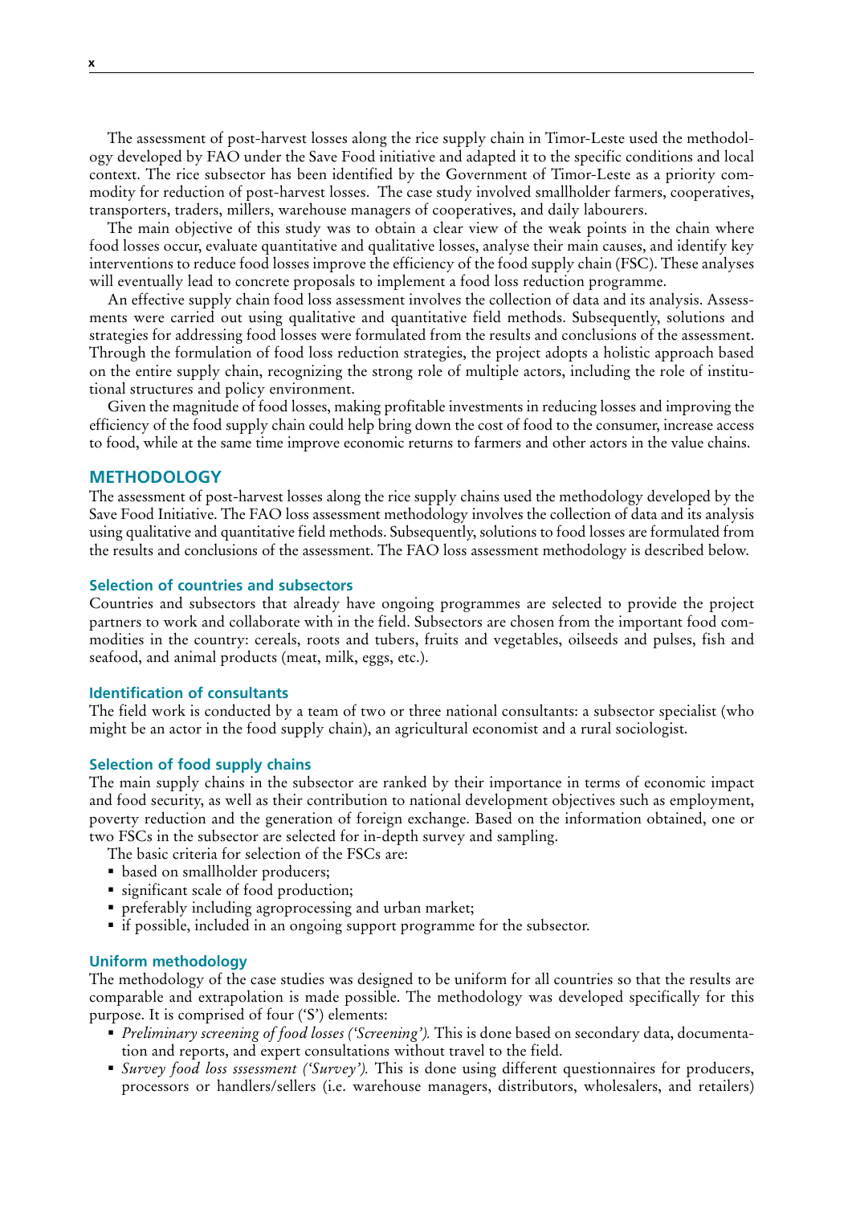The assessment of post-harvest losses along the rice supply chain in Timor-Leste used the methodology developed by FAO under the Save Food initiative and adapted it to the specific conditions and local context. The rice subsector has been identified by the Government of Timor-Leste as a priority commodity for reduction of post-harvest losses. The case study involved smallholder farmers, cooperatives, transporters, traders, millers, warehouse managers of cooperatives, and daily labourers.

The main objective of this study was to obtain a clear view of the weak points in the chain where food losses occur, evaluate quantitative and qualitative losses, analyse their main causes, and identify key interventions to reduce food losses improve the efficiency of the food supply chain (FSC). These analyses will eventually lead to concrete proposals to implement a food loss reduction programme.

An effective supply chain food loss assessment involves the collection of data and its analysis. Assessments were carried out using qualitative and quantitative field methods. Subsequently, solutions and strategies for addressing food losses were formulated from the results and conclusions of the assessment. Through the formulation of food loss reduction strategies, the project adopts a holistic approach based on the entire supply chain, recognizing the strong role of multiple actors, including the role of institutional structures and policy environment.

Given the magnitude of food losses, making profitable investments in reducing losses and improving the efficiency of the food supply chain could help bring down the cost of food to the consumer, increase access to food, while at the same time improve economic returns to farmers and other actors in the value chains.

## METHODOLOGY

The assessment of post-harvest losses along the rice supply chains used the methodology developed by the Save Food Initiative. The FAO loss assessment methodology involves the collection of data and its analysis using qualitative and quantitative field methods. Subsequently, solutions to food losses are formulated from the results and conclusions of the assessment. The FAO loss assessment methodology is described below.

### Selection of countries and subsectors

Countries and subsectors that already have ongoing programmes are selected to provide the project partners to work and collaborate with in the field. Subsectors are chosen from the important food commodities in the country: cereals, roots and tubers, fruits and vegetables, oilseeds and pulses, fish and seafood, and animal products (meat, milk, eggs, etc.).

### Identification of consultants

The field work is conducted by a team of two or three national consultants: a subsector specialist (who might be an actor in the food supply chain), an agricultural economist and a rural sociologist.

### Selection of food supply chains

The main supply chains in the subsector are ranked by their importance in terms of economic impact and food security, as well as their contribution to national development objectives such as employment, poverty reduction and the generation of foreign exchange. Based on the information obtained, one or two FSCs in the subsector are selected for in-depth survey and sampling.

The basic criteria for selection of the FSCs are:

- based on smallholder producers;
- significant scale of food production;
- preferably including agroprocessing and urban market;
- if possible, included in an ongoing support programme for the subsector.

### Uniform methodology

The methodology of the case studies was designed to be uniform for all countries so that the results are comparable and extrapolation is made possible. The methodology was developed specifically for this purpose. It is comprised of four ('S') elements:

- *Preliminary screening of food losses ('Screening').* This is done based on secondary data, documentation and reports, and expert consultations without travel to the field.
- *Survey food loss sssessment ('Survey').* This is done using different questionnaires for producers, processors or handlers/sellers (i.e. warehouse managers, distributors, wholesalers, and retailers)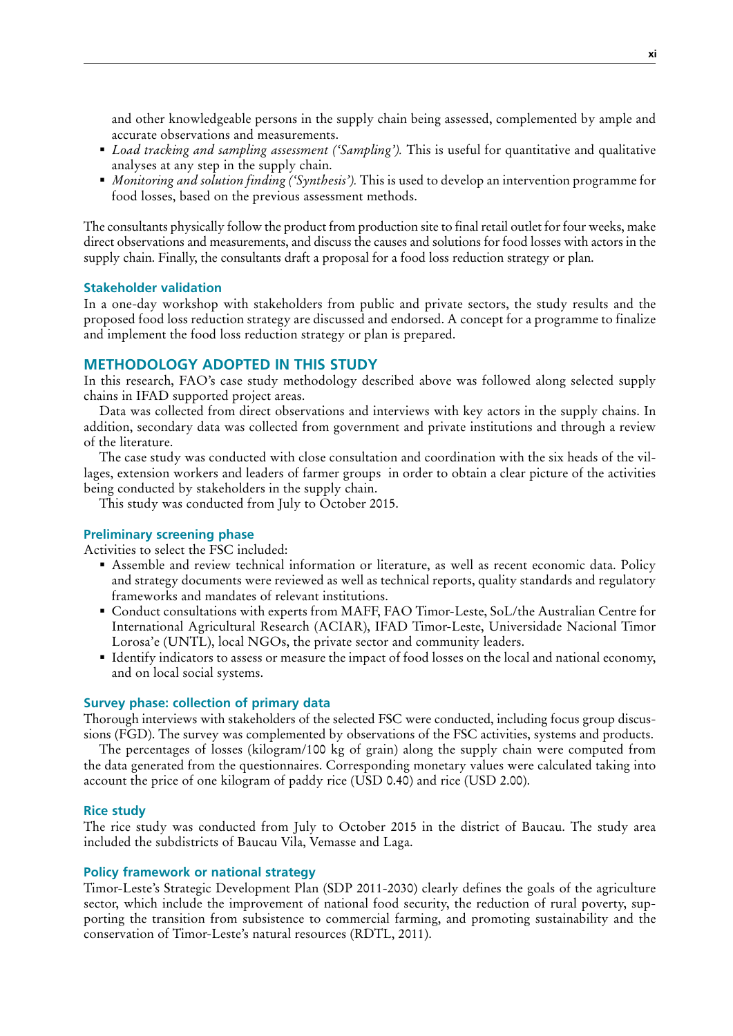and other knowledgeable persons in the supply chain being assessed, complemented by ample and accurate observations and measurements.

- *Load tracking and sampling assessment ('Sampling').* This is useful for quantitative and qualitative analyses at any step in the supply chain.
- *Monitoring and solution finding ('Synthesis').* This is used to develop an intervention programme for food losses, based on the previous assessment methods.

The consultants physically follow the product from production site to final retail outlet for four weeks, make direct observations and measurements, and discuss the causes and solutions for food losses with actors in the supply chain. Finally, the consultants draft a proposal for a food loss reduction strategy or plan.

### Stakeholder validation

In a one-day workshop with stakeholders from public and private sectors, the study results and the proposed food loss reduction strategy are discussed and endorsed. A concept for a programme to finalize and implement the food loss reduction strategy or plan is prepared.

## METHODOLOGY ADOPTED IN THIS STUDY

In this research, FAO's case study methodology described above was followed along selected supply chains in IFAD supported project areas.

Data was collected from direct observations and interviews with key actors in the supply chains. In addition, secondary data was collected from government and private institutions and through a review of the literature.

The case study was conducted with close consultation and coordination with the six heads of the villages, extension workers and leaders of farmer groups in order to obtain a clear picture of the activities being conducted by stakeholders in the supply chain.

This study was conducted from July to October 2015.

### Preliminary screening phase

Activities to select the FSC included:

- Assemble and review technical information or literature, as well as recent economic data. Policy and strategy documents were reviewed as well as technical reports, quality standards and regulatory frameworks and mandates of relevant institutions.
- Conduct consultations with experts from MAFF, FAO Timor-Leste, SoL/the Australian Centre for International Agricultural Research (ACIAR), IFAD Timor-Leste, Universidade Nacional Timor Lorosa'e (UNTL), local NGOs, the private sector and community leaders.
- Identify indicators to assess or measure the impact of food losses on the local and national economy, and on local social systems.

### Survey phase: collection of primary data

Thorough interviews with stakeholders of the selected FSC were conducted, including focus group discussions (FGD). The survey was complemented by observations of the FSC activities, systems and products.

The percentages of losses (kilogram/100 kg of grain) along the supply chain were computed from the data generated from the questionnaires. Corresponding monetary values were calculated taking into account the price of one kilogram of paddy rice (USD 0.40) and rice (USD 2.00).

### Rice study

The rice study was conducted from July to October 2015 in the district of Baucau. The study area included the subdistricts of Baucau Vila, Vemasse and Laga.

### Policy framework or national strategy

Timor-Leste's Strategic Development Plan (SDP 2011-2030) clearly defines the goals of the agriculture sector, which include the improvement of national food security, the reduction of rural poverty, supporting the transition from subsistence to commercial farming, and promoting sustainability and the conservation of Timor-Leste's natural resources (RDTL, 2011).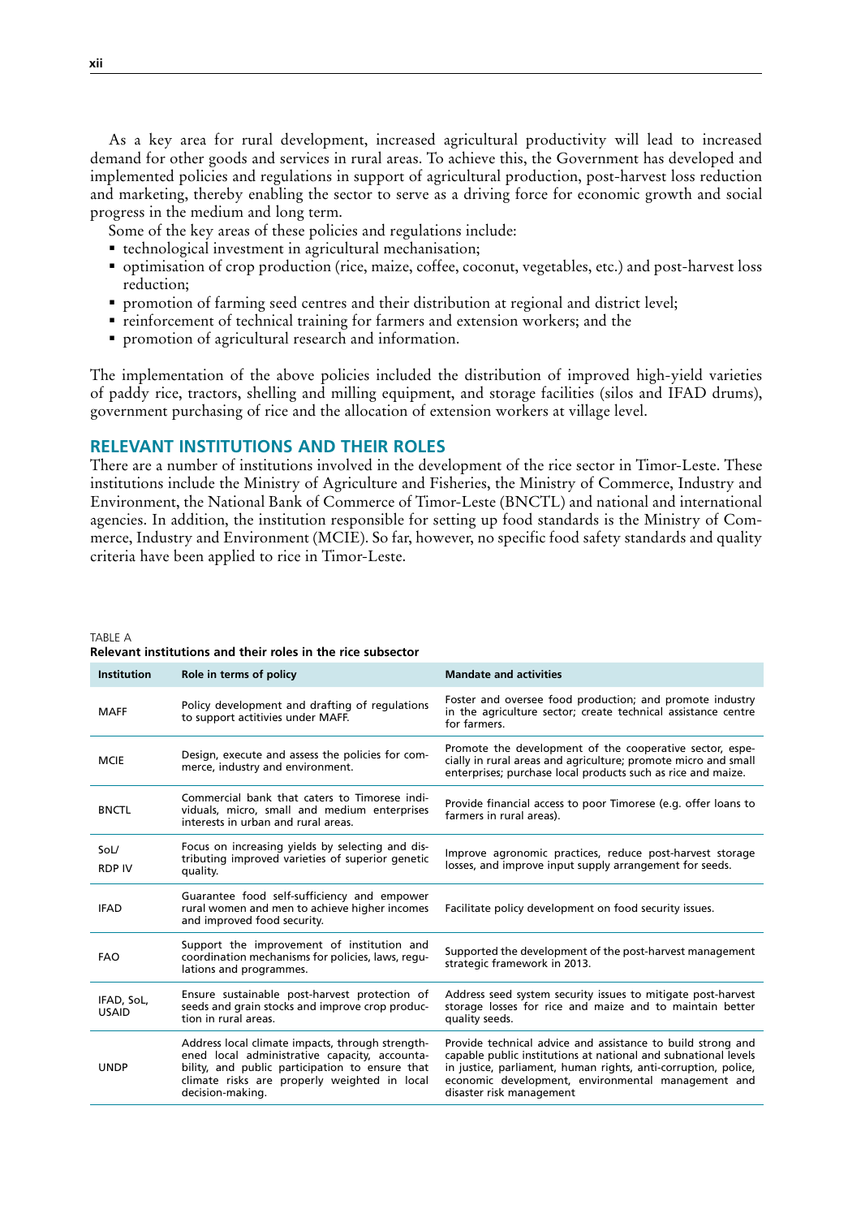As a key area for rural development, increased agricultural productivity will lead to increased demand for other goods and services in rural areas. To achieve this, the Government has developed and implemented policies and regulations in support of agricultural production, post-harvest loss reduction and marketing, thereby enabling the sector to serve as a driving force for economic growth and social progress in the medium and long term.

Some of the key areas of these policies and regulations include:

- technological investment in agricultural mechanisation;
- optimisation of crop production (rice, maize, coffee, coconut, vegetables, etc.) and post-harvest loss reduction;
- promotion of farming seed centres and their distribution at regional and district level;
- reinforcement of technical training for farmers and extension workers; and the
- promotion of agricultural research and information.

The implementation of the above policies included the distribution of improved high-yield varieties of paddy rice, tractors, shelling and milling equipment, and storage facilities (silos and IFAD drums), government purchasing of rice and the allocation of extension workers at village level.

## RELEVANT INSTITUTIONS AND THEIR ROLES

There are a number of institutions involved in the development of the rice sector in Timor-Leste. These institutions include the Ministry of Agriculture and Fisheries, the Ministry of Commerce, Industry and Environment, the National Bank of Commerce of Timor-Leste (BNCTL) and national and international agencies. In addition, the institution responsible for setting up food standards is the Ministry of Commerce, Industry and Environment (MCIE). So far, however, no specific food safety standards and quality criteria have been applied to rice in Timor-Leste.

TABLE A
**Relevant institutions and their roles in the rice subsector**

| Institution | Role in terms of policy | Mandate and activities |
|---|---|---|
| MAFF | Policy development and drafting of regulations to support actitivies under MAFF. | Foster and oversee food production; and promote industry in the agriculture sector; create technical assistance centre for farmers. |
| MCIE | Design, execute and assess the policies for commerce, industry and environment. | Promote the development of the cooperative sector, especially in rural areas and agriculture; promote micro and small enterprises; purchase local products such as rice and maize. |
| BNCTL | Commercial bank that caters to Timorese individuals, micro, small and medium enterprises interests in urban and rural areas. | Provide financial access to poor Timorese (e.g. offer loans to farmers in rural areas). |
| SoL/ RDP IV | Focus on increasing yields by selecting and distributing improved varieties of superior genetic quality. | Improve agronomic practices, reduce post-harvest storage losses, and improve input supply arrangement for seeds. |
| IFAD | Guarantee food self-sufficiency and empower rural women and men to achieve higher incomes and improved food security. | Facilitate policy development on food security issues. |
| FAO | Support the improvement of institution and coordination mechanisms for policies, laws, regulations and programmes. | Supported the development of the post-harvest management strategic framework in 2013. |
| IFAD, SoL, USAID | Ensure sustainable post-harvest protection of seeds and grain stocks and improve crop production in rural areas. | Address seed system security issues to mitigate post-harvest storage losses for rice and maize and to maintain better quality seeds. |
| UNDP | Address local climate impacts, through strengthened local administrative capacity, accountability, and public participation to ensure that climate risks are properly weighted in local decision-making. | Provide technical advice and assistance to build strong and capable public institutions at national and subnational levels in justice, parliament, human rights, anti-corruption, police, economic development, environmental management and disaster risk management |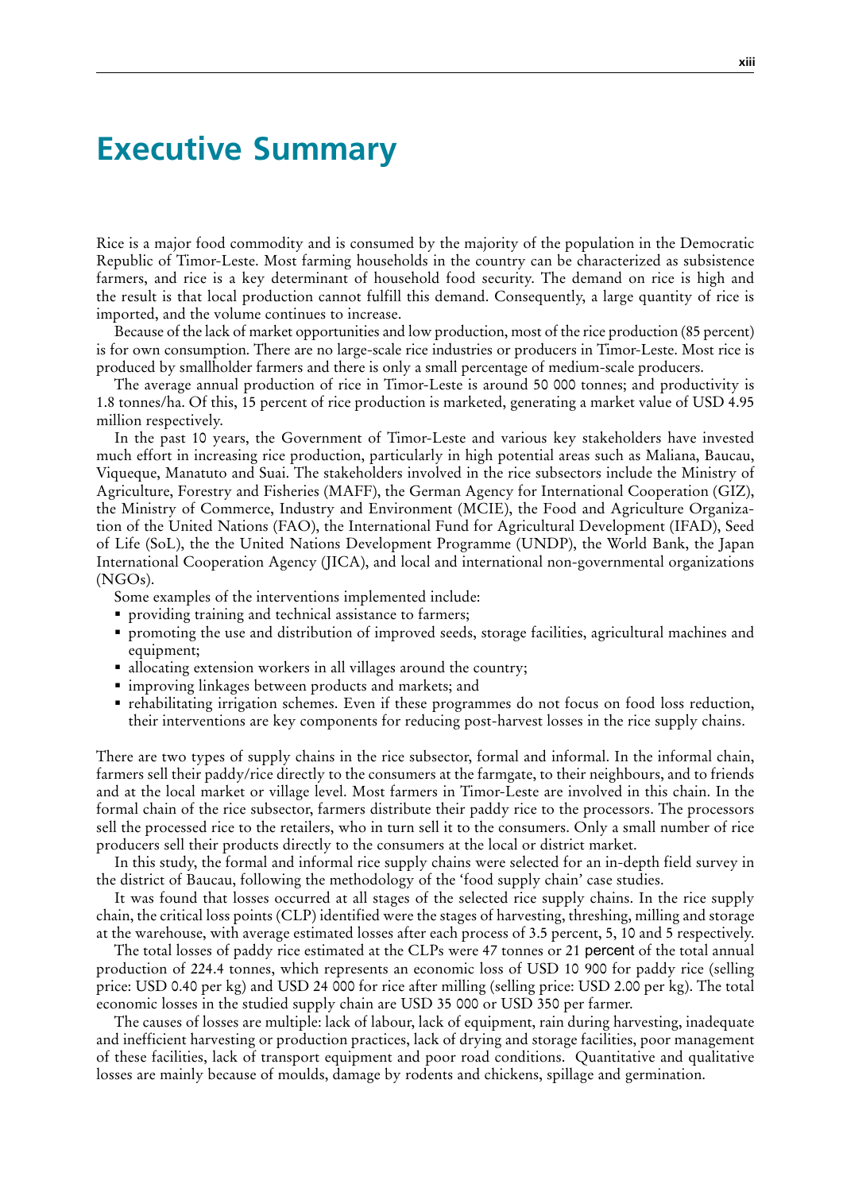# Executive Summary

Rice is a major food commodity and is consumed by the majority of the population in the Democratic Republic of Timor-Leste. Most farming households in the country can be characterized as subsistence farmers, and rice is a key determinant of household food security. The demand on rice is high and the result is that local production cannot fulfill this demand. Consequently, a large quantity of rice is imported, and the volume continues to increase.

Because of the lack of market opportunities and low production, most of the rice production (85 percent) is for own consumption. There are no large-scale rice industries or producers in Timor-Leste. Most rice is produced by smallholder farmers and there is only a small percentage of medium-scale producers.

The average annual production of rice in Timor-Leste is around 50 000 tonnes; and productivity is 1.8 tonnes/ha. Of this, 15 percent of rice production is marketed, generating a market value of USD 4.95 million respectively.

In the past 10 years, the Government of Timor-Leste and various key stakeholders have invested much effort in increasing rice production, particularly in high potential areas such as Maliana, Baucau, Viqueque, Manatuto and Suai. The stakeholders involved in the rice subsectors include the Ministry of Agriculture, Forestry and Fisheries (MAFF), the German Agency for International Cooperation (GIZ), the Ministry of Commerce, Industry and Environment (MCIE), the Food and Agriculture Organization of the United Nations (FAO), the International Fund for Agricultural Development (IFAD), Seed of Life (SoL), the the United Nations Development Programme (UNDP), the World Bank, the Japan International Cooperation Agency (JICA), and local and international non-governmental organizations (NGOs).

Some examples of the interventions implemented include:

- providing training and technical assistance to farmers;
- promoting the use and distribution of improved seeds, storage facilities, agricultural machines and equipment;
- allocating extension workers in all villages around the country;
- improving linkages between products and markets; and
- rehabilitating irrigation schemes. Even if these programmes do not focus on food loss reduction, their interventions are key components for reducing post-harvest losses in the rice supply chains.

There are two types of supply chains in the rice subsector, formal and informal. In the informal chain, farmers sell their paddy/rice directly to the consumers at the farmgate, to their neighbours, and to friends and at the local market or village level. Most farmers in Timor-Leste are involved in this chain. In the formal chain of the rice subsector, farmers distribute their paddy rice to the processors. The processors sell the processed rice to the retailers, who in turn sell it to the consumers. Only a small number of rice producers sell their products directly to the consumers at the local or district market.

In this study, the formal and informal rice supply chains were selected for an in-depth field survey in the district of Baucau, following the methodology of the 'food supply chain' case studies.

It was found that losses occurred at all stages of the selected rice supply chains. In the rice supply chain, the critical loss points (CLP) identified were the stages of harvesting, threshing, milling and storage at the warehouse, with average estimated losses after each process of 3.5 percent, 5, 10 and 5 respectively.

The total losses of paddy rice estimated at the CLPs were 47 tonnes or 21 percent of the total annual production of 224.4 tonnes, which represents an economic loss of USD 10 900 for paddy rice (selling price: USD 0.40 per kg) and USD 24 000 for rice after milling (selling price: USD 2.00 per kg). The total economic losses in the studied supply chain are USD 35 000 or USD 350 per farmer.

The causes of losses are multiple: lack of labour, lack of equipment, rain during harvesting, inadequate and inefficient harvesting or production practices, lack of drying and storage facilities, poor management of these facilities, lack of transport equipment and poor road conditions. Quantitative and qualitative losses are mainly because of moulds, damage by rodents and chickens, spillage and germination.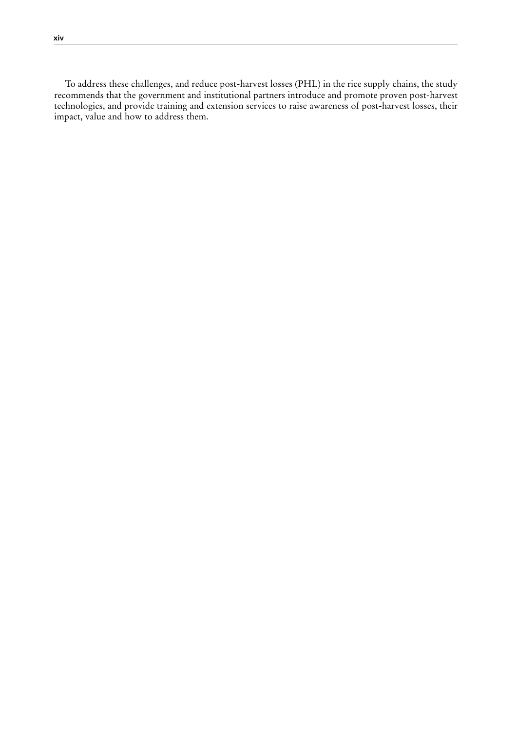To address these challenges, and reduce post-harvest losses (PHL) in the rice supply chains, the study recommends that the government and institutional partners introduce and promote proven post-harvest technologies, and provide training and extension services to raise awareness of post-harvest losses, their impact, value and how to address them.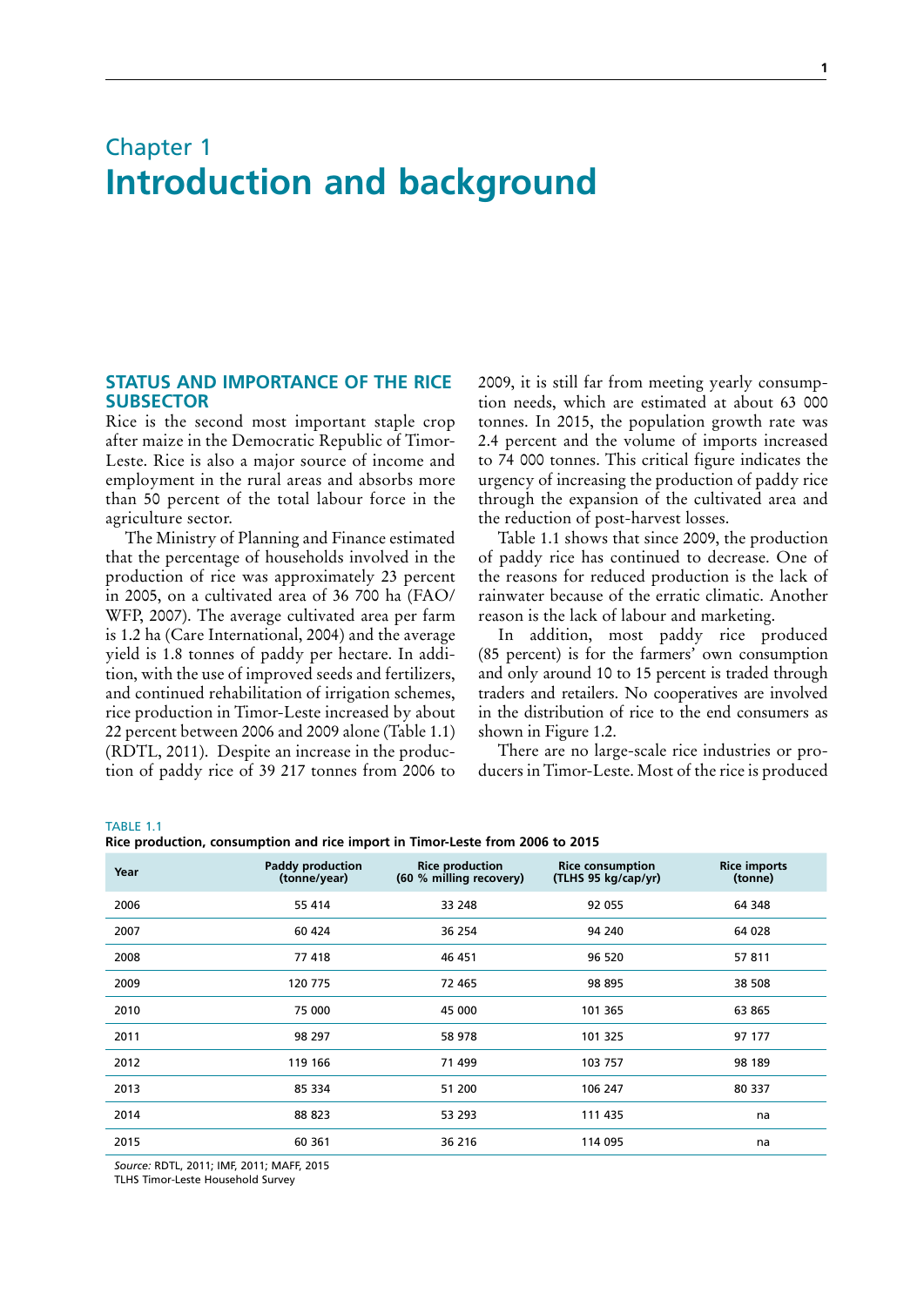Chapter 1

# Introduction and background

## STATUS AND IMPORTANCE OF THE RICE SUBSECTOR

Rice is the second most important staple crop after maize in the Democratic Republic of Timor-Leste. Rice is also a major source of income and employment in the rural areas and absorbs more than 50 percent of the total labour force in the agriculture sector.

The Ministry of Planning and Finance estimated that the percentage of households involved in the production of rice was approximately 23 percent in 2005, on a cultivated area of 36 700 ha (FAO/WFP, 2007). The average cultivated area per farm is 1.2 ha (Care International, 2004) and the average yield is 1.8 tonnes of paddy per hectare. In addition, with the use of improved seeds and fertilizers, and continued rehabilitation of irrigation schemes, rice production in Timor-Leste increased by about 22 percent between 2006 and 2009 alone (Table 1.1) (RDTL, 2011). Despite an increase in the production of paddy rice of 39 217 tonnes from 2006 to 2009, it is still far from meeting yearly consumption needs, which are estimated at about 63 000 tonnes. In 2015, the population growth rate was 2.4 percent and the volume of imports increased to 74 000 tonnes. This critical figure indicates the urgency of increasing the production of paddy rice through the expansion of the cultivated area and the reduction of post-harvest losses.

Table 1.1 shows that since 2009, the production of paddy rice has continued to decrease. One of the reasons for reduced production is the lack of rainwater because of the erratic climatic. Another reason is the lack of labour and marketing.

In addition, most paddy rice produced (85 percent) is for the farmers' own consumption and only around 10 to 15 percent is traded through traders and retailers. No cooperatives are involved in the distribution of rice to the end consumers as shown in Figure 1.2.

There are no large-scale rice industries or producers in Timor-Leste. Most of the rice is produced

TABLE 1.1
**Rice production, consumption and rice import in Timor-Leste from 2006 to 2015**

| Year | Paddy production (tonne/year) | Rice production (60 % milling recovery) | Rice consumption (TLHS 95 kg/cap/yr) | Rice imports (tonne) |
|---|---|---|---|---|
| 2006 | 55 414 | 33 248 | 92 055 | 64 348 |
| 2007 | 60 424 | 36 254 | 94 240 | 64 028 |
| 2008 | 77 418 | 46 451 | 96 520 | 57 811 |
| 2009 | 120 775 | 72 465 | 98 895 | 38 508 |
| 2010 | 75 000 | 45 000 | 101 365 | 63 865 |
| 2011 | 98 297 | 58 978 | 101 325 | 97 177 |
| 2012 | 119 166 | 71 499 | 103 757 | 98 189 |
| 2013 | 85 334 | 51 200 | 106 247 | 80 337 |
| 2014 | 88 823 | 53 293 | 111 435 | na |
| 2015 | 60 361 | 36 216 | 114 095 | na |

*Source:* RDTL, 2011; IMF, 2011; MAFF, 2015
TLHS Timor-Leste Household Survey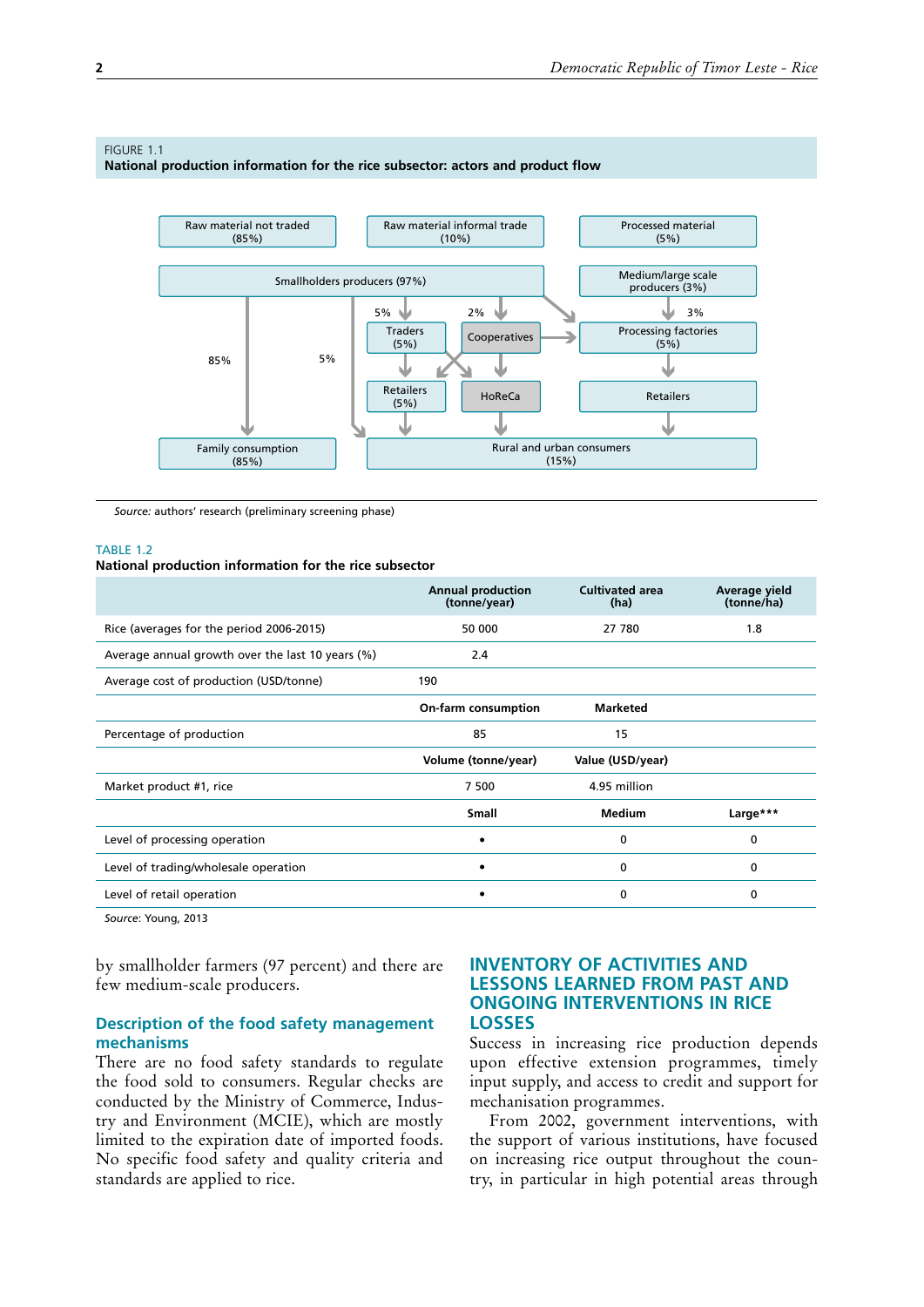FIGURE 1.1
**National production information for the rice subsector: actors and product flow**

Raw material not traded (85%)
Raw material informal trade (10%)
Processed material (5%)

Smallholders producers (97%)
Medium/large scale producers (3%)

85%
5%
5%
2%
3%

Traders (5%)
Cooperatives
Processing factories (5%)

Retailers (5%)
HoReCa
Retailers

Family consumption (85%)
Rural and urban consumers (15%)

*Source:* authors' research (preliminary screening phase)

TABLE 1.2
**National production information for the rice subsector**

| | Annual production (tonne/year) | Cultivated area (ha) | Average yield (tonne/ha) |
|---|---|---|---|
| Rice (averages for the period 2006-2015) | 50 000 | 27 780 | 1.8 |
| Average annual growth over the last 10 years (%) | 2.4 | | |
| Average cost of production (USD/tonne) | 190 | | |
| | **On-farm consumption** | **Marketed** | |
| Percentage of production | 85 | 15 | |
| | **Volume (tonne/year)** | **Value (USD/year)** | |
| Market product #1, rice | 7 500 | 4.95 million | |
| | **Small** | **Medium** | **Large\*\*\*** |
| Level of processing operation | • | 0 | 0 |
| Level of trading/wholesale operation | • | 0 | 0 |
| Level of retail operation | • | 0 | 0 |

*Source*: Young, 2013

by smallholder farmers (97 percent) and there are few medium-scale producers.

### Description of the food safety management mechanisms

There are no food safety standards to regulate the food sold to consumers. Regular checks are conducted by the Ministry of Commerce, Industry and Environment (MCIE), which are mostly limited to the expiration date of imported foods. No specific food safety and quality criteria and standards are applied to rice.

## INVENTORY OF ACTIVITIES AND LESSONS LEARNED FROM PAST AND ONGOING INTERVENTIONS IN RICE LOSSES

Success in increasing rice production depends upon effective extension programmes, timely input supply, and access to credit and support for mechanisation programmes.

From 2002, government interventions, with the support of various institutions, have focused on increasing rice output throughout the country, in particular in high potential areas through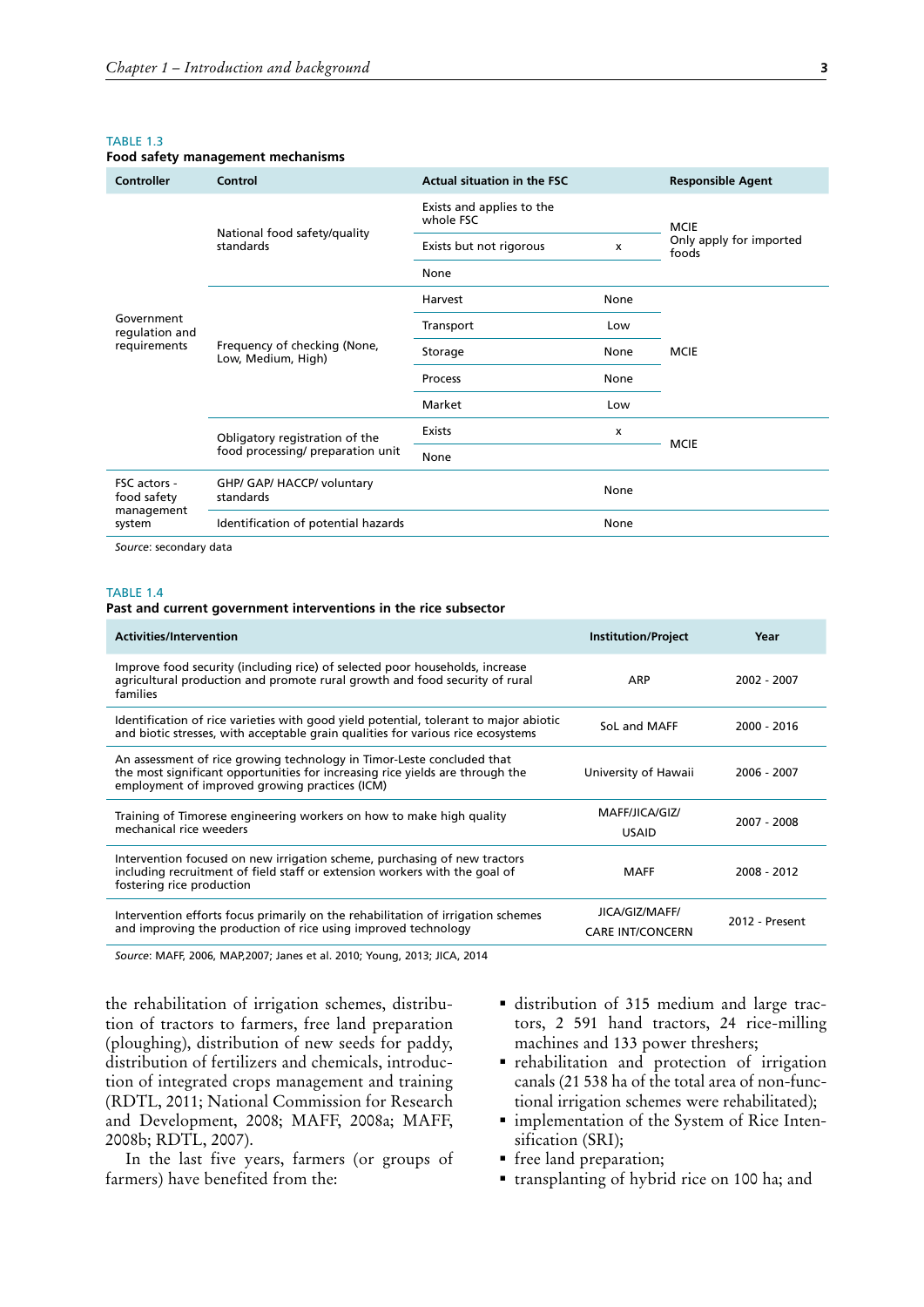TABLE 1.3

**Food safety management mechanisms**

| Controller | Control | Actual situation in the FSC | | Responsible Agent |
|---|---|---|---|---|
| Government regulation and requirements | National food safety/quality standards | Exists and applies to the whole FSC | | MCIE Only apply for imported foods |
| | | Exists but not rigorous | x | |
| | | None | | |
| | Frequency of checking (None, Low, Medium, High) | Harvest | None | MCIE |
| | | Transport | Low | |
| | | Storage | None | |
| | | Process | None | |
| | | Market | Low | |
| | Obligatory registration of the food processing/ preparation unit | Exists | x | MCIE |
| | | None | | |
| FSC actors - food safety management system | GHP/ GAP/ HACCP/ voluntary standards | | None | |
| | Identification of potential hazards | | None | |

*Source*: secondary data

TABLE 1.4

**Past and current government interventions in the rice subsector**

| Activities/Intervention | Institution/Project | Year |
|---|---|---|
| Improve food security (including rice) of selected poor households, increase agricultural production and promote rural growth and food security of rural families | ARP | 2002 - 2007 |
| Identification of rice varieties with good yield potential, tolerant to major abiotic and biotic stresses, with acceptable grain qualities for various rice ecosystems | SoL and MAFF | 2000 - 2016 |
| An assessment of rice growing technology in Timor-Leste concluded that the most significant opportunities for increasing rice yields are through the employment of improved growing practices (ICM) | University of Hawaii | 2006 - 2007 |
| Training of Timorese engineering workers on how to make high quality mechanical rice weeders | MAFF/JICA/GIZ/ USAID | 2007 - 2008 |
| Intervention focused on new irrigation scheme, purchasing of new tractors including recruitment of field staff or extension workers with the goal of fostering rice production | MAFF | 2008 - 2012 |
| Intervention efforts focus primarily on the rehabilitation of irrigation schemes and improving the production of rice using improved technology | JICA/GIZ/MAFF/ CARE INT/CONCERN | 2012 - Present |

*Source*: MAFF, 2006, MAP,2007; Janes et al. 2010; Young, 2013; JICA, 2014

the rehabilitation of irrigation schemes, distribution of tractors to farmers, free land preparation (ploughing), distribution of new seeds for paddy, distribution of fertilizers and chemicals, introduction of integrated crops management and training (RDTL, 2011; National Commission for Research and Development, 2008; MAFF, 2008a; MAFF, 2008b; RDTL, 2007).

In the last five years, farmers (or groups of farmers) have benefited from the:

- distribution of 315 medium and large tractors, 2 591 hand tractors, 24 rice-milling machines and 133 power threshers;
- rehabilitation and protection of irrigation canals (21 538 ha of the total area of non-functional irrigation schemes were rehabilitated);
- implementation of the System of Rice Intensification (SRI);
- free land preparation;
- transplanting of hybrid rice on 100 ha; and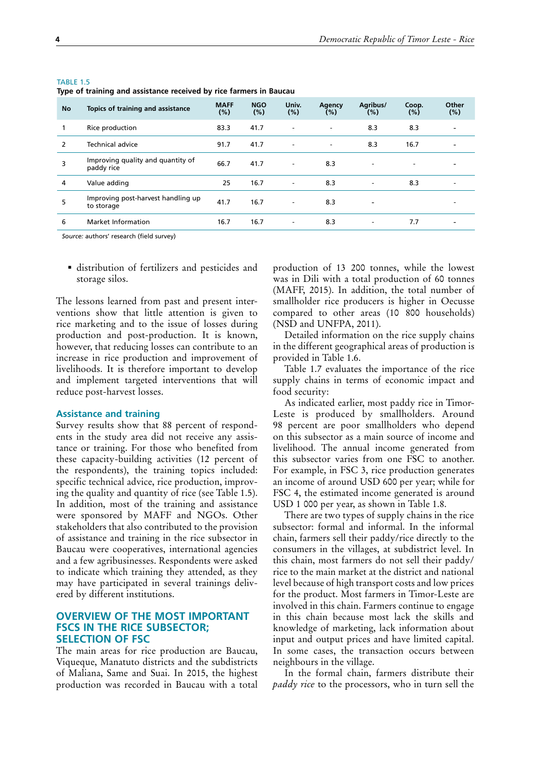TABLE 1.5

**Type of training and assistance received by rice farmers in Baucau**

| No | Topics of training and assistance | MAFF (%) | NGO (%) | Univ. (%) | Agency (%) | Agribus/ (%) | Coop. (%) | Other (%) |
|---|---|---|---|---|---|---|---|---|
| 1 | Rice production | 83.3 | 41.7 | - | - | 8.3 | 8.3 | - |
| 2 | Technical advice | 91.7 | 41.7 | - | - | 8.3 | 16.7 | - |
| 3 | Improving quality and quantity of paddy rice | 66.7 | 41.7 | - | 8.3 | - | - | - |
| 4 | Value adding | 25 | 16.7 | - | 8.3 | - | 8.3 | - |
| 5 | Improving post-harvest handling up to storage | 41.7 | 16.7 | - | 8.3 | - | | - |
| 6 | Market Information | 16.7 | 16.7 | - | 8.3 | - | 7.7 | - |

*Source:* authors' research (field survey)

- distribution of fertilizers and pesticides and storage silos.

The lessons learned from past and present interventions show that little attention is given to rice marketing and to the issue of losses during production and post-production. It is known, however, that reducing losses can contribute to an increase in rice production and improvement of livelihoods. It is therefore important to develop and implement targeted interventions that will reduce post-harvest losses.

### Assistance and training

Survey results show that 88 percent of respondents in the study area did not receive any assistance or training. For those who benefited from these capacity-building activities (12 percent of the respondents), the training topics included: specific technical advice, rice production, improving the quality and quantity of rice (see Table 1.5). In addition, most of the training and assistance were sponsored by MAFF and NGOs. Other stakeholders that also contributed to the provision of assistance and training in the rice subsector in Baucau were cooperatives, international agencies and a few agribusinesses. Respondents were asked to indicate which training they attended, as they may have participated in several trainings delivered by different institutions.

## OVERVIEW OF THE MOST IMPORTANT FSCS IN THE RICE SUBSECTOR; SELECTION OF FSC

The main areas for rice production are Baucau, Viqueque, Manatuto districts and the subdistricts of Maliana, Same and Suai. In 2015, the highest production was recorded in Baucau with a total production of 13 200 tonnes, while the lowest was in Dili with a total production of 60 tonnes (MAFF, 2015). In addition, the total number of smallholder rice producers is higher in Oecusse compared to other areas (10 800 households) (NSD and UNFPA, 2011).

Detailed information on the rice supply chains in the different geographical areas of production is provided in Table 1.6.

Table 1.7 evaluates the importance of the rice supply chains in terms of economic impact and food security:

As indicated earlier, most paddy rice in Timor-Leste is produced by smallholders. Around 98 percent are poor smallholders who depend on this subsector as a main source of income and livelihood. The annual income generated from this subsector varies from one FSC to another. For example, in FSC 3, rice production generates an income of around USD 600 per year; while for FSC 4, the estimated income generated is around USD 1 000 per year, as shown in Table 1.8.

There are two types of supply chains in the rice subsector: formal and informal. In the informal chain, farmers sell their paddy/rice directly to the consumers in the villages, at subdistrict level. In this chain, most farmers do not sell their paddy/rice to the main market at the district and national level because of high transport costs and low prices for the product. Most farmers in Timor-Leste are involved in this chain. Farmers continue to engage in this chain because most lack the skills and knowledge of marketing, lack information about input and output prices and have limited capital. In some cases, the transaction occurs between neighbours in the village.

In the formal chain, farmers distribute their *paddy rice* to the processors, who in turn sell the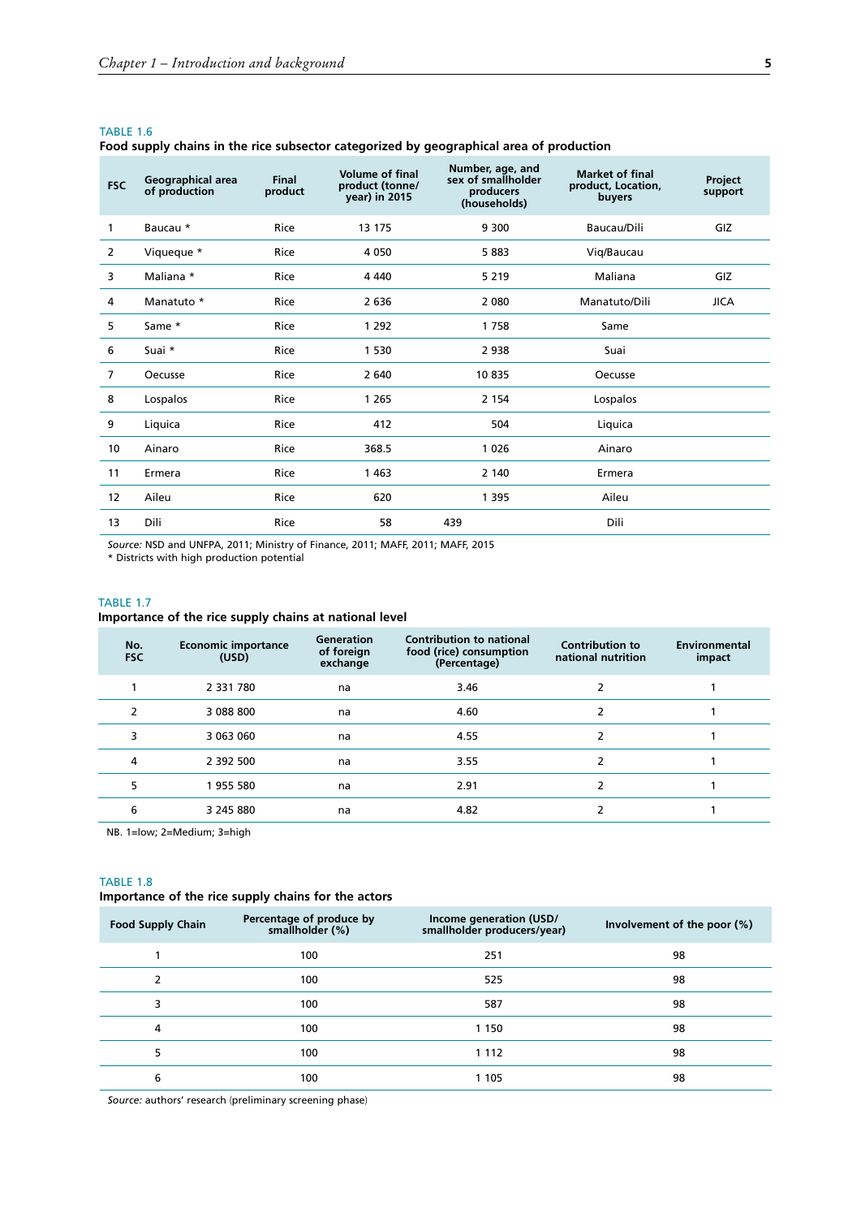TABLE 1.6

**Food supply chains in the rice subsector categorized by geographical area of production**

| FSC | Geographical area of production | Final product | Volume of final product (tonne/ year) in 2015 | Number, age, and sex of smallholder producers (households) | Market of final product, Location, buyers | Project support |
|---|---|---|---|---|---|---|
| 1 | Baucau * | Rice | 13 175 | 9 300 | Baucau/Dili | GIZ |
| 2 | Viqueque * | Rice | 4 050 | 5 883 | Viq/Baucau | |
| 3 | Maliana * | Rice | 4 440 | 5 219 | Maliana | GIZ |
| 4 | Manatuto * | Rice | 2 636 | 2 080 | Manatuto/Dili | JICA |
| 5 | Same * | Rice | 1 292 | 1 758 | Same | |
| 6 | Suai * | Rice | 1 530 | 2 938 | Suai | |
| 7 | Oecusse | Rice | 2 640 | 10 835 | Oecusse | |
| 8 | Lospalos | Rice | 1 265 | 2 154 | Lospalos | |
| 9 | Liquica | Rice | 412 | 504 | Liquica | |
| 10 | Ainaro | Rice | 368.5 | 1 026 | Ainaro | |
| 11 | Ermera | Rice | 1 463 | 2 140 | Ermera | |
| 12 | Aileu | Rice | 620 | 1 395 | Aileu | |
| 13 | Dili | Rice | 58 | 439 | Dili | |

*Source:* NSD and UNFPA, 2011; Ministry of Finance, 2011; MAFF, 2011; MAFF, 2015

* Districts with high production potential

TABLE 1.7

**Importance of the rice supply chains at national level**

| No. FSC | Economic importance (USD) | Generation of foreign exchange | Contribution to national food (rice) consumption (Percentage) | Contribution to national nutrition | Environmental impact |
|---|---|---|---|---|---|
| 1 | 2 331 780 | na | 3.46 | 2 | 1 |
| 2 | 3 088 800 | na | 4.60 | 2 | 1 |
| 3 | 3 063 060 | na | 4.55 | 2 | 1 |
| 4 | 2 392 500 | na | 3.55 | 2 | 1 |
| 5 | 1 955 580 | na | 2.91 | 2 | 1 |
| 6 | 3 245 880 | na | 4.82 | 2 | 1 |

NB. 1=low; 2=Medium; 3=high

TABLE 1.8

**Importance of the rice supply chains for the actors**

| Food Supply Chain | Percentage of produce by smallholder (%) | Income generation (USD/ smallholder producers/year) | Involvement of the poor (%) |
|---|---|---|---|
| 1 | 100 | 251 | 98 |
| 2 | 100 | 525 | 98 |
| 3 | 100 | 587 | 98 |
| 4 | 100 | 1 150 | 98 |
| 5 | 100 | 1 112 | 98 |
| 6 | 100 | 1 105 | 98 |

*Source:* authors' research (preliminary screening phase)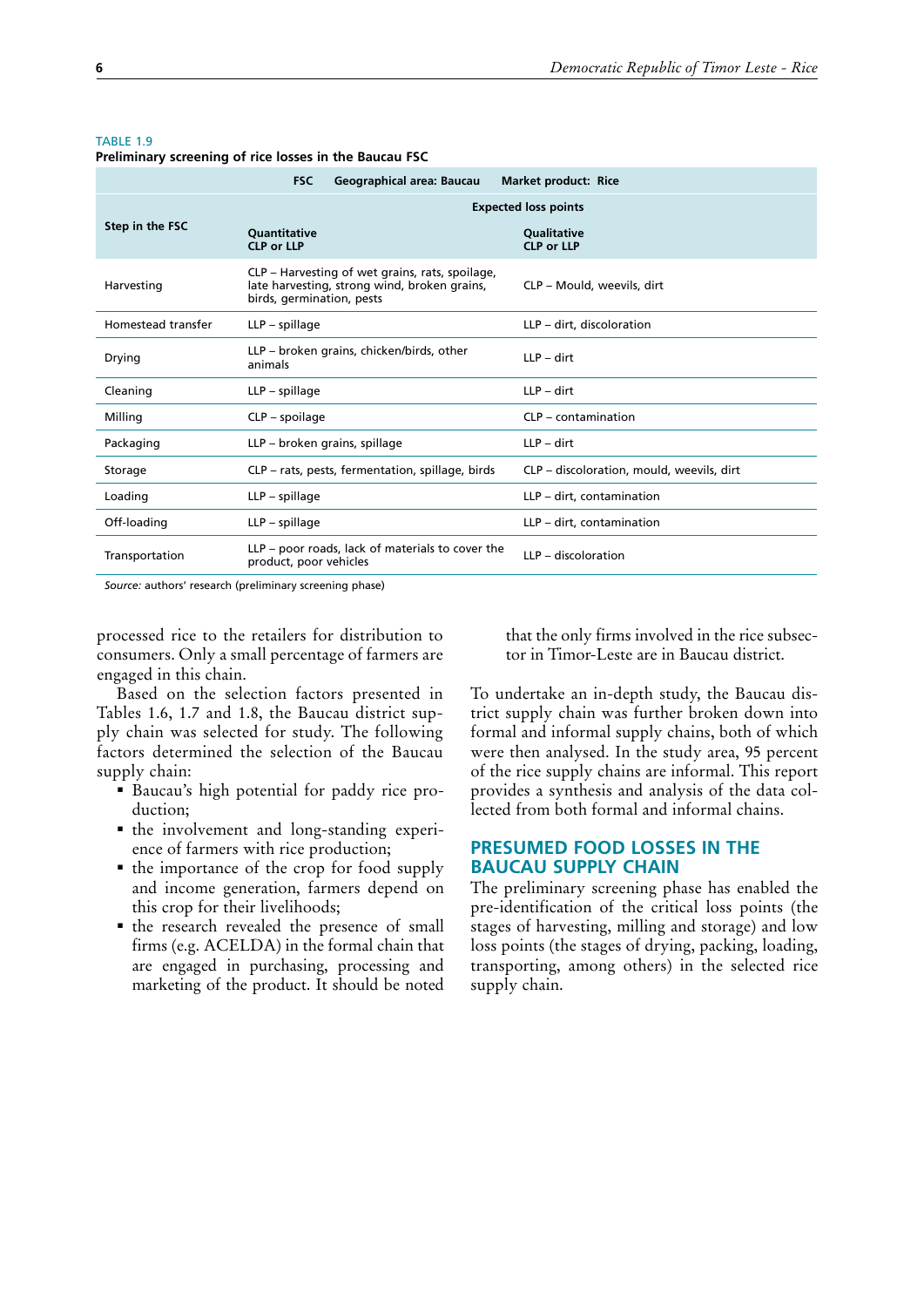TABLE 1.9

**Preliminary screening of rice losses in the Baucau FSC**

| FSC | Geographical area: Baucau | Market product: Rice |
|---|---|---|
| **Step in the FSC** | **Expected loss points** | |
| | **Quantitative CLP or LLP** | **Qualitative CLP or LLP** |
| Harvesting | CLP – Harvesting of wet grains, rats, spoilage, late harvesting, strong wind, broken grains, birds, germination, pests | CLP – Mould, weevils, dirt |
| Homestead transfer | LLP – spillage | LLP – dirt, discoloration |
| Drying | LLP – broken grains, chicken/birds, other animals | LLP – dirt |
| Cleaning | LLP – spillage | LLP – dirt |
| Milling | CLP – spoilage | CLP – contamination |
| Packaging | LLP – broken grains, spillage | LLP – dirt |
| Storage | CLP – rats, pests, fermentation, spillage, birds | CLP – discoloration, mould, weevils, dirt |
| Loading | LLP – spillage | LLP – dirt, contamination |
| Off-loading | LLP – spillage | LLP – dirt, contamination |
| Transportation | LLP – poor roads, lack of materials to cover the product, poor vehicles | LLP – discoloration |

*Source:* authors' research (preliminary screening phase)

processed rice to the retailers for distribution to consumers. Only a small percentage of farmers are engaged in this chain.

Based on the selection factors presented in Tables 1.6, 1.7 and 1.8, the Baucau district supply chain was selected for study. The following factors determined the selection of the Baucau supply chain:

- Baucau's high potential for paddy rice production;
- the involvement and long-standing experience of farmers with rice production;
- the importance of the crop for food supply and income generation, farmers depend on this crop for their livelihoods;
- the research revealed the presence of small firms (e.g. ACELDA) in the formal chain that are engaged in purchasing, processing and marketing of the product. It should be noted that the only firms involved in the rice subsector in Timor-Leste are in Baucau district.

To undertake an in-depth study, the Baucau district supply chain was further broken down into formal and informal supply chains, both of which were then analysed. In the study area, 95 percent of the rice supply chains are informal. This report provides a synthesis and analysis of the data collected from both formal and informal chains.

## PRESUMED FOOD LOSSES IN THE BAUCAU SUPPLY CHAIN

The preliminary screening phase has enabled the pre-identification of the critical loss points (the stages of harvesting, milling and storage) and low loss points (the stages of drying, packing, loading, transporting, among others) in the selected rice supply chain.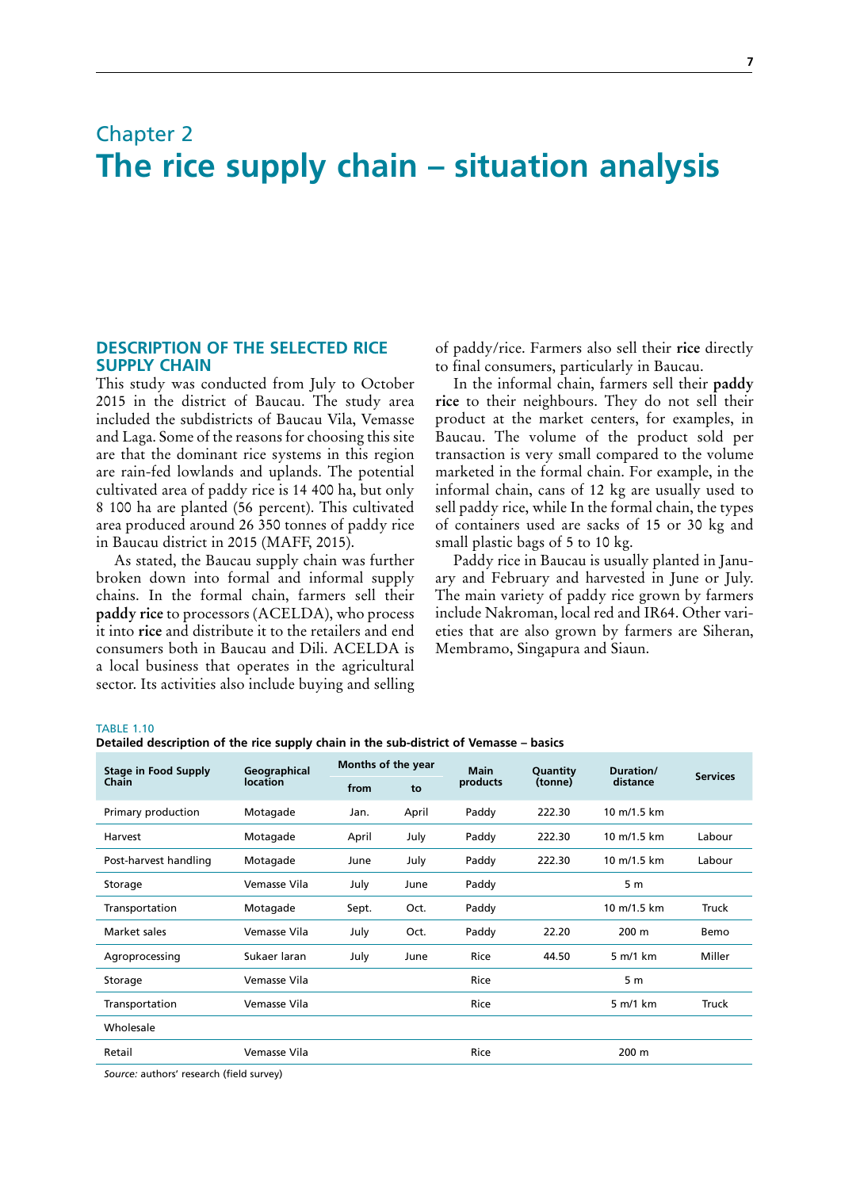# Chapter 2
# The rice supply chain – situation analysis

## DESCRIPTION OF THE SELECTED RICE SUPPLY CHAIN

This study was conducted from July to October 2015 in the district of Baucau. The study area included the subdistricts of Baucau Vila, Vemasse and Laga. Some of the reasons for choosing this site are that the dominant rice systems in this region are rain-fed lowlands and uplands. The potential cultivated area of paddy rice is 14 400 ha, but only 8 100 ha are planted (56 percent). This cultivated area produced around 26 350 tonnes of paddy rice in Baucau district in 2015 (MAFF, 2015).

As stated, the Baucau supply chain was further broken down into formal and informal supply chains. In the formal chain, farmers sell their **paddy rice** to processors (ACELDA), who process it into **rice** and distribute it to the retailers and end consumers both in Baucau and Dili. ACELDA is a local business that operates in the agricultural sector. Its activities also include buying and selling of paddy/rice. Farmers also sell their **rice** directly to final consumers, particularly in Baucau.

In the informal chain, farmers sell their **paddy rice** to their neighbours. They do not sell their product at the market centers, for examples, in Baucau. The volume of the product sold per transaction is very small compared to the volume marketed in the formal chain. For example, in the informal chain, cans of 12 kg are usually used to sell paddy rice, while In the formal chain, the types of containers used are sacks of 15 or 30 kg and small plastic bags of 5 to 10 kg.

Paddy rice in Baucau is usually planted in January and February and harvested in June or July. The main variety of paddy rice grown by farmers include Nakroman, local red and IR64. Other varieties that are also grown by farmers are Siheran, Membramo, Singapura and Siaun.

TABLE 1.10
**Detailed description of the rice supply chain in the sub-district of Vemasse – basics**

| Stage in Food Supply Chain | Geographical location | Months of the year | | Main products | Quantity (tonne) | Duration/ distance | Services |
|---|---|---|---|---|---|---|---|
| | | from | to | | | | |
| Primary production | Motagade | Jan. | April | Paddy | 222.30 | 10 m/1.5 km | |
| Harvest | Motagade | April | July | Paddy | 222.30 | 10 m/1.5 km | Labour |
| Post-harvest handling | Motagade | June | July | Paddy | 222.30 | 10 m/1.5 km | Labour |
| Storage | Vemasse Vila | July | June | Paddy | | 5 m | |
| Transportation | Motagade | Sept. | Oct. | Paddy | | 10 m/1.5 km | Truck |
| Market sales | Vemasse Vila | July | Oct. | Paddy | 22.20 | 200 m | Bemo |
| Agroprocessing | Sukaer laran | July | June | Rice | 44.50 | 5 m/1 km | Miller |
| Storage | Vemasse Vila | | | Rice | | 5 m | |
| Transportation | Vemasse Vila | | | Rice | | 5 m/1 km | Truck |
| Wholesale | | | | | | | |
| Retail | Vemasse Vila | | | Rice | | 200 m | |

*Source:* authors' research (field survey)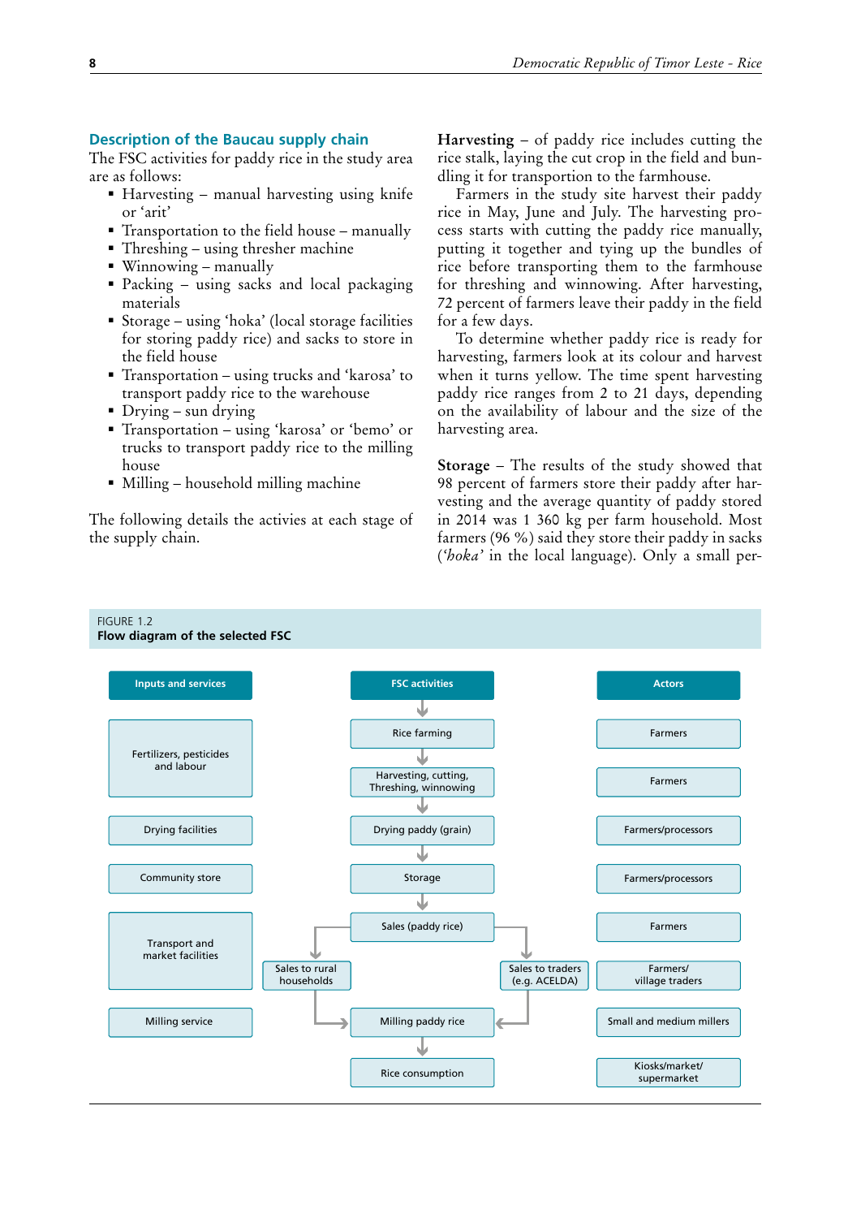## Description of the Baucau supply chain

The FSC activities for paddy rice in the study area are as follows:

- Harvesting – manual harvesting using knife or 'arit'
- Transportation to the field house – manually
- Threshing – using thresher machine
- Winnowing – manually
- Packing – using sacks and local packaging materials
- Storage – using 'hoka' (local storage facilities for storing paddy rice) and sacks to store in the field house
- Transportation – using trucks and 'karosa' to transport paddy rice to the warehouse
- Drying – sun drying
- Transportation – using 'karosa' or 'bemo' or trucks to transport paddy rice to the milling house
- Milling – household milling machine

The following details the activies at each stage of the supply chain.

**Harvesting** – of paddy rice includes cutting the rice stalk, laying the cut crop in the field and bundling it for transportion to the farmhouse.

Farmers in the study site harvest their paddy rice in May, June and July. The harvesting process starts with cutting the paddy rice manually, putting it together and tying up the bundles of rice before transporting them to the farmhouse for threshing and winnowing. After harvesting, 72 percent of farmers leave their paddy in the field for a few days.

To determine whether paddy rice is ready for harvesting, farmers look at its colour and harvest when it turns yellow. The time spent harvesting paddy rice ranges from 2 to 21 days, depending on the availability of labour and the size of the harvesting area.

**Storage** – The results of the study showed that 98 percent of farmers store their paddy after harvesting and the average quantity of paddy stored in 2014 was 1 360 kg per farm household. Most farmers (96 %) said they store their paddy in sacks (*'hoka'* in the local language). Only a small per-

FIGURE 1.2
**Flow diagram of the selected FSC**

| Inputs and services | FSC activities | Actors |
|---|---|---|
| Fertilizers, pesticides and labour | Rice farming | Farmers |
| | Harvesting, cutting, Threshing, winnowing | Farmers |
| Drying facilities | Drying paddy (grain) | Farmers/processors |
| Community store | Storage | Farmers/processors |
| Transport and market facilities | Sales (paddy rice) | Farmers |
| | Sales to rural households; Sales to traders (e.g. ACELDA) | Farmers/ village traders |
| Milling service | Milling paddy rice | Small and medium millers |
| | Rice consumption | Kiosks/market/ supermarket |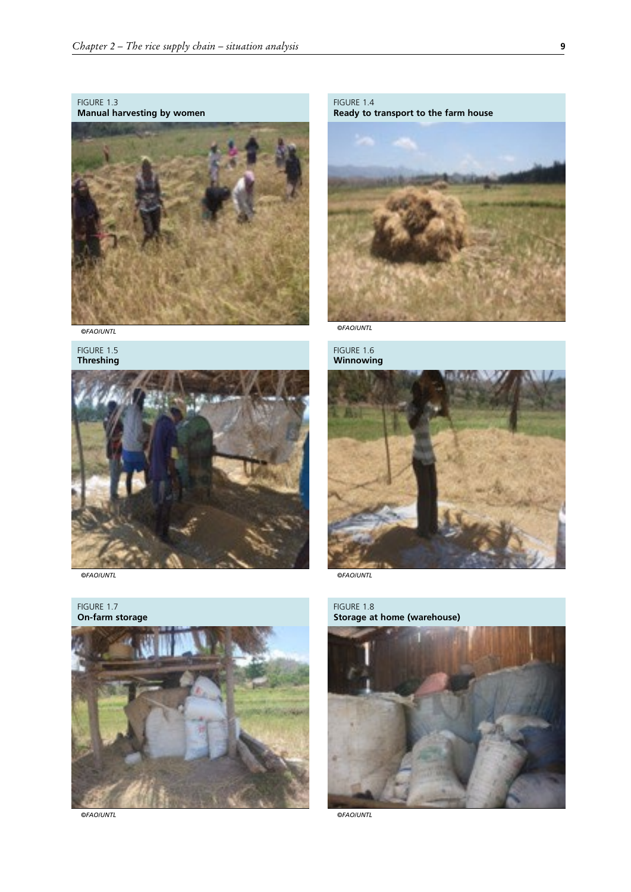FIGURE 1.3
**Manual harvesting by women**

*©FAO/UNTL*

FIGURE 1.4
**Ready to transport to the farm house**

*©FAO/UNTL*

FIGURE 1.5
**Threshing**

*©FAO/UNTL*

FIGURE 1.6
**Winnowing**

*©FAO/UNTL*

FIGURE 1.7
**On-farm storage**

*©FAO/UNTL*

FIGURE 1.8
**Storage at home (warehouse)**

*©FAO/UNTL*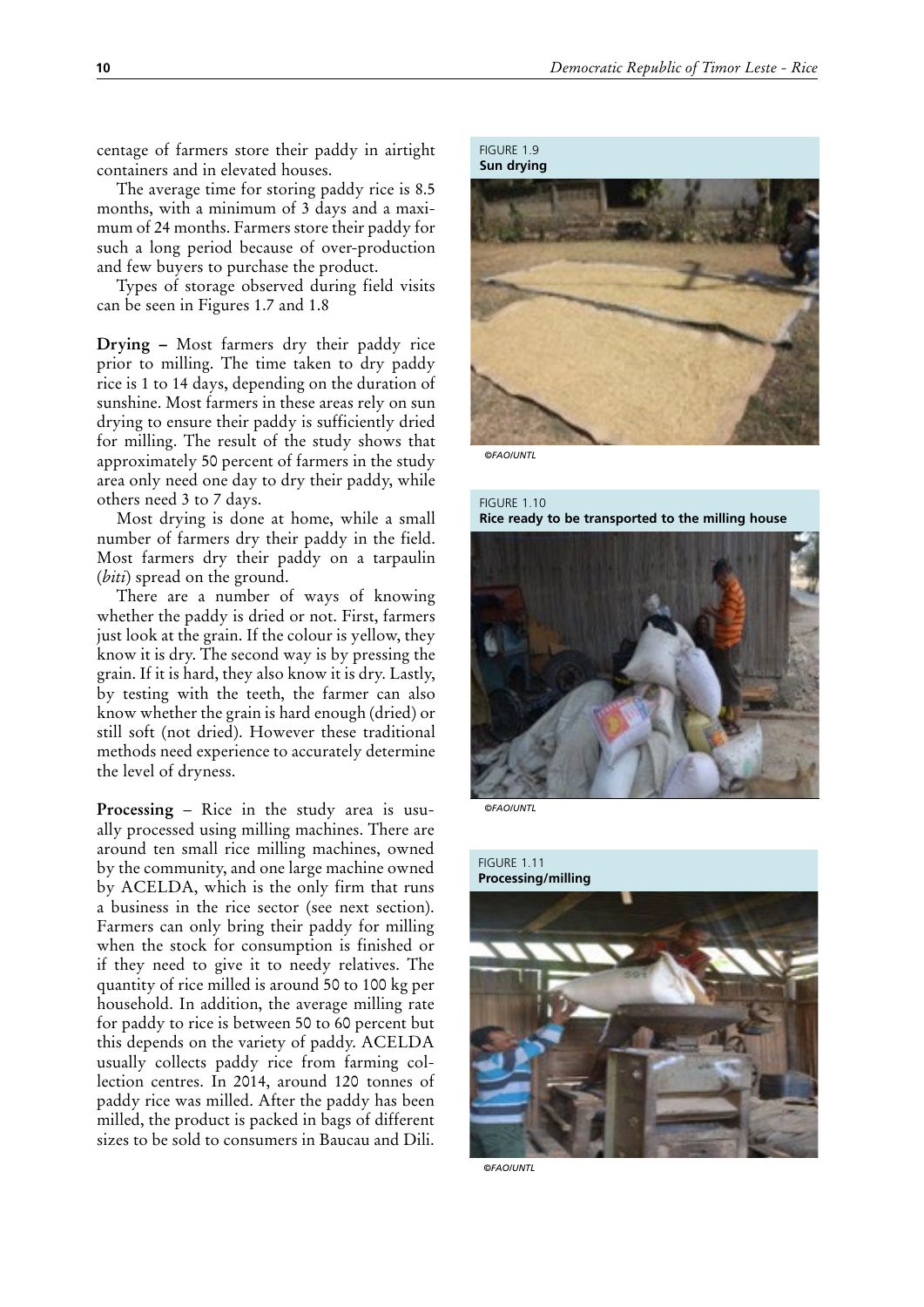centage of farmers store their paddy in airtight containers and in elevated houses.

The average time for storing paddy rice is 8.5 months, with a minimum of 3 days and a maximum of 24 months. Farmers store their paddy for such a long period because of over-production and few buyers to purchase the product.

Types of storage observed during field visits can be seen in Figures 1.7 and 1.8

**Drying –** Most farmers dry their paddy rice prior to milling. The time taken to dry paddy rice is 1 to 14 days, depending on the duration of sunshine. Most farmers in these areas rely on sun drying to ensure their paddy is sufficiently dried for milling. The result of the study shows that approximately 50 percent of farmers in the study area only need one day to dry their paddy, while others need 3 to 7 days.

Most drying is done at home, while a small number of farmers dry their paddy in the field. Most farmers dry their paddy on a tarpaulin (*biti*) spread on the ground.

There are a number of ways of knowing whether the paddy is dried or not. First, farmers just look at the grain. If the colour is yellow, they know it is dry. The second way is by pressing the grain. If it is hard, they also know it is dry. Lastly, by testing with the teeth, the farmer can also know whether the grain is hard enough (dried) or still soft (not dried). However these traditional methods need experience to accurately determine the level of dryness.

**Processing** – Rice in the study area is usually processed using milling machines. There are around ten small rice milling machines, owned by the community, and one large machine owned by ACELDA, which is the only firm that runs a business in the rice sector (see next section). Farmers can only bring their paddy for milling when the stock for consumption is finished or if they need to give it to needy relatives. The quantity of rice milled is around 50 to 100 kg per household. In addition, the average milling rate for paddy to rice is between 50 to 60 percent but this depends on the variety of paddy. ACELDA usually collects paddy rice from farming collection centres. In 2014, around 120 tonnes of paddy rice was milled. After the paddy has been milled, the product is packed in bags of different sizes to be sold to consumers in Baucau and Dili.

FIGURE 1.9
**Sun drying**

©FAO/UNTL

FIGURE 1.10
**Rice ready to be transported to the milling house**

©FAO/UNTL

FIGURE 1.11
**Processing/milling**

©FAO/UNTL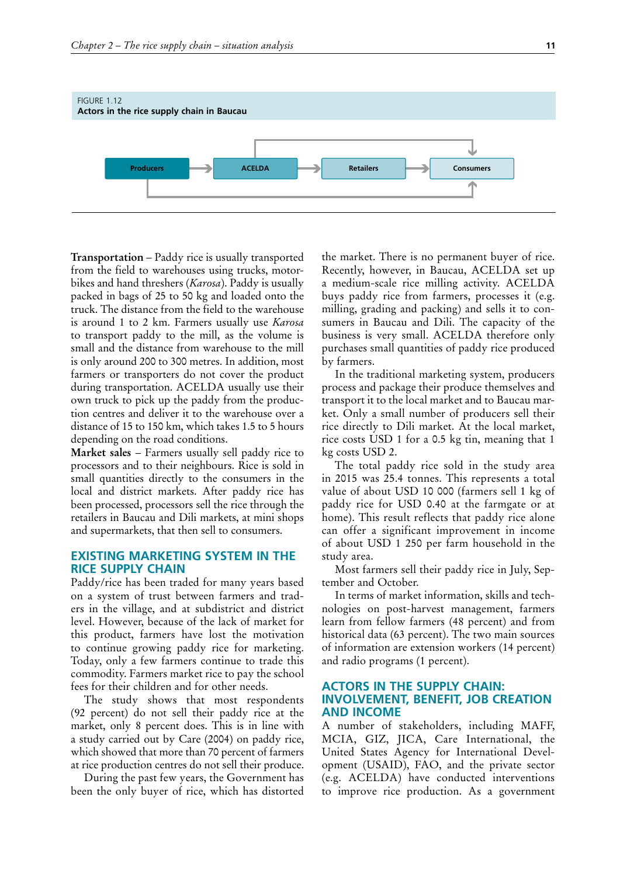FIGURE 1.12
**Actors in the rice supply chain in Baucau**

Producers → ACELDA → Retailers → Consumers

**Transportation** – Paddy rice is usually transported from the field to warehouses using trucks, motorbikes and hand threshers (*Karosa*). Paddy is usually packed in bags of 25 to 50 kg and loaded onto the truck. The distance from the field to the warehouse is around 1 to 2 km. Farmers usually use *Karosa* to transport paddy to the mill, as the volume is small and the distance from warehouse to the mill is only around 200 to 300 metres. In addition, most farmers or transporters do not cover the product during transportation. ACELDA usually use their own truck to pick up the paddy from the production centres and deliver it to the warehouse over a distance of 15 to 150 km, which takes 1.5 to 5 hours depending on the road conditions.

**Market sales** – Farmers usually sell paddy rice to processors and to their neighbours. Rice is sold in small quantities directly to the consumers in the local and district markets. After paddy rice has been processed, processors sell the rice through the retailers in Baucau and Dili markets, at mini shops and supermarkets, that then sell to consumers.

## EXISTING MARKETING SYSTEM IN THE RICE SUPPLY CHAIN

Paddy/rice has been traded for many years based on a system of trust between farmers and traders in the village, and at subdistrict and district level. However, because of the lack of market for this product, farmers have lost the motivation to continue growing paddy rice for marketing. Today, only a few farmers continue to trade this commodity. Farmers market rice to pay the school fees for their children and for other needs.

The study shows that most respondents (92 percent) do not sell their paddy rice at the market, only 8 percent does. This is in line with a study carried out by Care (2004) on paddy rice, which showed that more than 70 percent of farmers at rice production centres do not sell their produce.

During the past few years, the Government has been the only buyer of rice, which has distorted the market. There is no permanent buyer of rice. Recently, however, in Baucau, ACELDA set up a medium-scale rice milling activity. ACELDA buys paddy rice from farmers, processes it (e.g. milling, grading and packing) and sells it to consumers in Baucau and Dili. The capacity of the business is very small. ACELDA therefore only purchases small quantities of paddy rice produced by farmers.

In the traditional marketing system, producers process and package their produce themselves and transport it to the local market and to Baucau market. Only a small number of producers sell their rice directly to Dili market. At the local market, rice costs USD 1 for a 0.5 kg tin, meaning that 1 kg costs USD 2.

The total paddy rice sold in the study area in 2015 was 25.4 tonnes. This represents a total value of about USD 10 000 (farmers sell 1 kg of paddy rice for USD 0.40 at the farmgate or at home). This result reflects that paddy rice alone can offer a significant improvement in income of about USD 1 250 per farm household in the study area.

Most farmers sell their paddy rice in July, September and October.

In terms of market information, skills and technologies on post-harvest management, farmers learn from fellow farmers (48 percent) and from historical data (63 percent). The two main sources of information are extension workers (14 percent) and radio programs (1 percent).

## ACTORS IN THE SUPPLY CHAIN: INVOLVEMENT, BENEFIT, JOB CREATION AND INCOME

A number of stakeholders, including MAFF, MCIA, GIZ, JICA, Care International, the United States Agency for International Development (USAID), FAO, and the private sector (e.g. ACELDA) have conducted interventions to improve rice production. As a government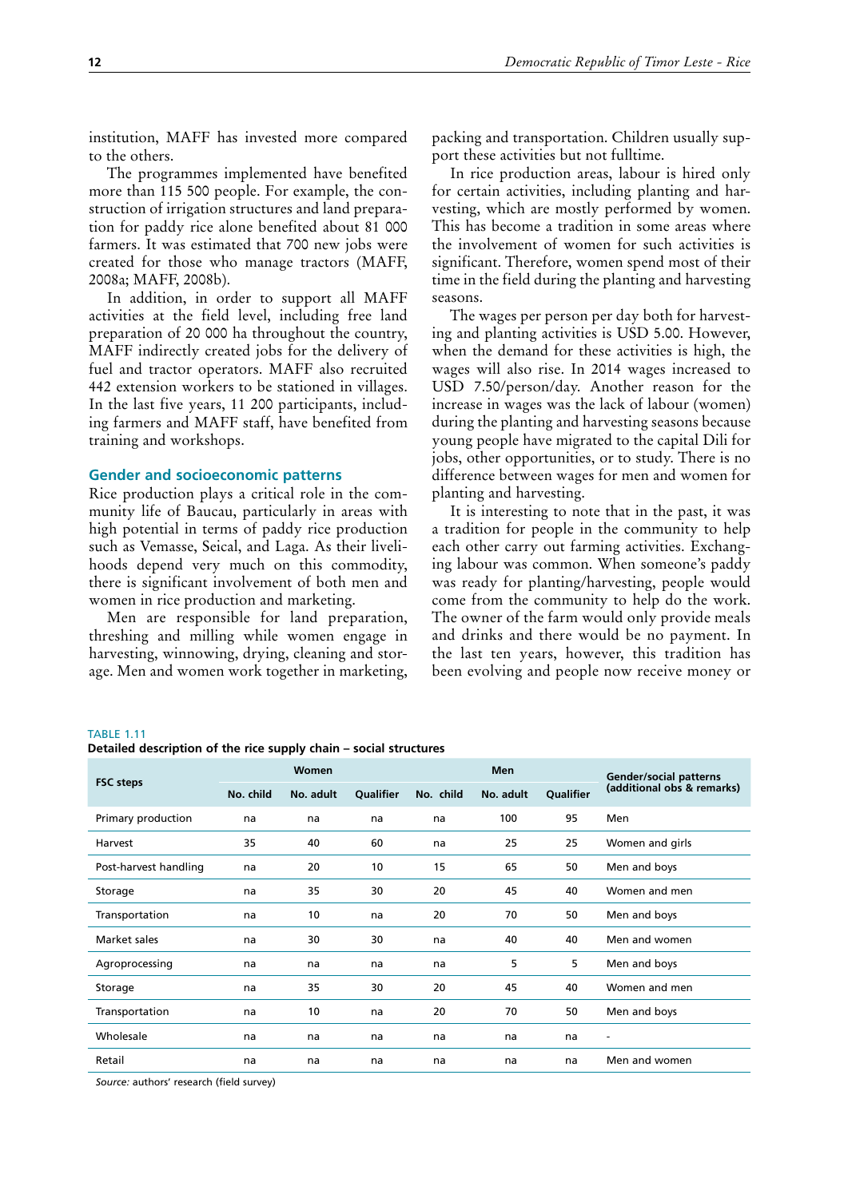institution, MAFF has invested more compared to the others.

The programmes implemented have benefited more than 115 500 people. For example, the construction of irrigation structures and land preparation for paddy rice alone benefited about 81 000 farmers. It was estimated that 700 new jobs were created for those who manage tractors (MAFF, 2008a; MAFF, 2008b).

In addition, in order to support all MAFF activities at the field level, including free land preparation of 20 000 ha throughout the country, MAFF indirectly created jobs for the delivery of fuel and tractor operators. MAFF also recruited 442 extension workers to be stationed in villages. In the last five years, 11 200 participants, including farmers and MAFF staff, have benefited from training and workshops.

### Gender and socioeconomic patterns

Rice production plays a critical role in the community life of Baucau, particularly in areas with high potential in terms of paddy rice production such as Vemasse, Seical, and Laga. As their livelihoods depend very much on this commodity, there is significant involvement of both men and women in rice production and marketing.

Men are responsible for land preparation, threshing and milling while women engage in harvesting, winnowing, drying, cleaning and storage. Men and women work together in marketing, packing and transportation. Children usually support these activities but not fulltime.

In rice production areas, labour is hired only for certain activities, including planting and harvesting, which are mostly performed by women. This has become a tradition in some areas where the involvement of women for such activities is significant. Therefore, women spend most of their time in the field during the planting and harvesting seasons.

The wages per person per day both for harvesting and planting activities is USD 5.00. However, when the demand for these activities is high, the wages will also rise. In 2014 wages increased to USD 7.50/person/day. Another reason for the increase in wages was the lack of labour (women) during the planting and harvesting seasons because young people have migrated to the capital Dili for jobs, other opportunities, or to study. There is no difference between wages for men and women for planting and harvesting.

It is interesting to note that in the past, it was a tradition for people in the community to help each other carry out farming activities. Exchanging labour was common. When someone's paddy was ready for planting/harvesting, people would come from the community to help do the work. The owner of the farm would only provide meals and drinks and there would be no payment. In the last ten years, however, this tradition has been evolving and people now receive money or

TABLE 1.11
**Detailed description of the rice supply chain – social structures**

| FSC steps | Women | | | Men | | | Gender/social patterns (additional obs & remarks) |
|---|---|---|---|---|---|---|---|
| | No. child | No. adult | Qualifier | No. child | No. adult | Qualifier | |
| Primary production | na | na | na | na | 100 | 95 | Men |
| Harvest | 35 | 40 | 60 | na | 25 | 25 | Women and girls |
| Post-harvest handling | na | 20 | 10 | 15 | 65 | 50 | Men and boys |
| Storage | na | 35 | 30 | 20 | 45 | 40 | Women and men |
| Transportation | na | 10 | na | 20 | 70 | 50 | Men and boys |
| Market sales | na | 30 | 30 | na | 40 | 40 | Men and women |
| Agroprocessing | na | na | na | na | 5 | 5 | Men and boys |
| Storage | na | 35 | 30 | 20 | 45 | 40 | Women and men |
| Transportation | na | 10 | na | 20 | 70 | 50 | Men and boys |
| Wholesale | na | na | na | na | na | na | - |
| Retail | na | na | na | na | na | na | Men and women |

*Source:* authors' research (field survey)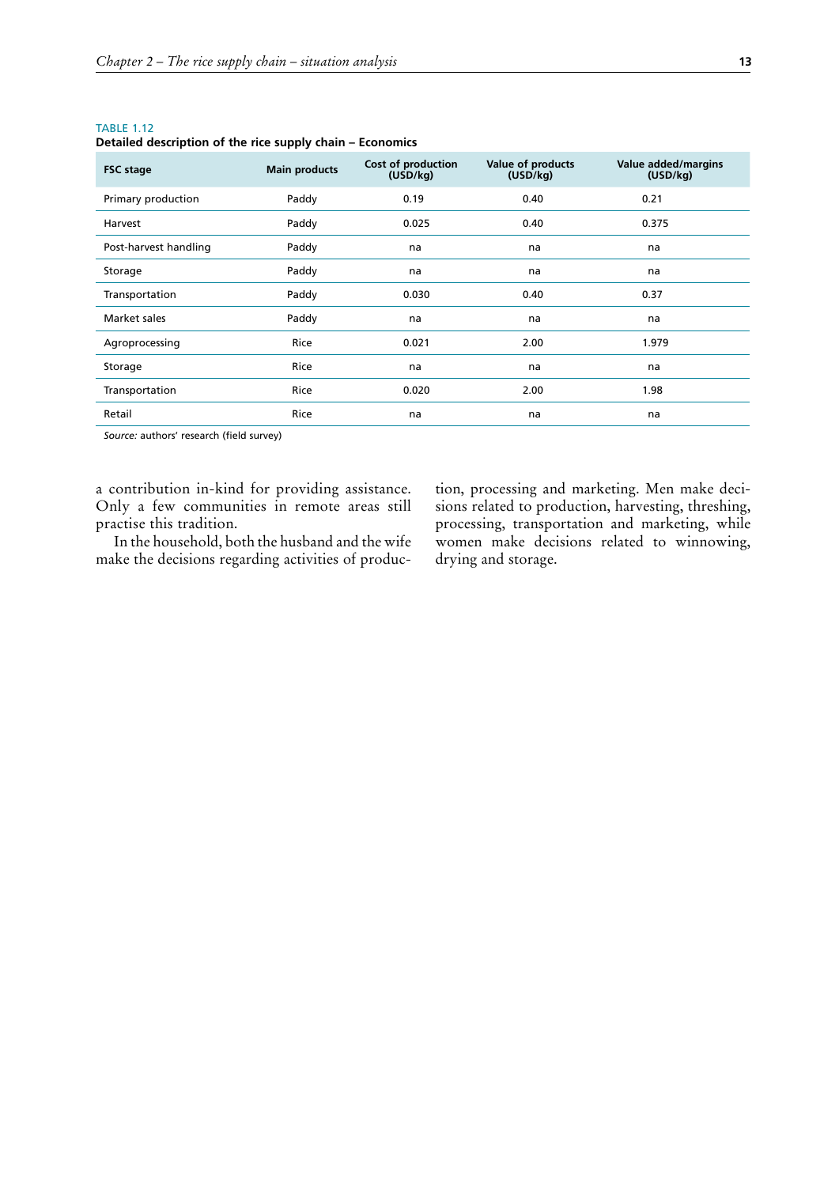TABLE 1.12

**Detailed description of the rice supply chain – Economics**

| FSC stage | Main products | Cost of production (USD/kg) | Value of products (USD/kg) | Value added/margins (USD/kg) |
|---|---|---|---|---|
| Primary production | Paddy | 0.19 | 0.40 | 0.21 |
| Harvest | Paddy | 0.025 | 0.40 | 0.375 |
| Post-harvest handling | Paddy | na | na | na |
| Storage | Paddy | na | na | na |
| Transportation | Paddy | 0.030 | 0.40 | 0.37 |
| Market sales | Paddy | na | na | na |
| Agroprocessing | Rice | 0.021 | 2.00 | 1.979 |
| Storage | Rice | na | na | na |
| Transportation | Rice | 0.020 | 2.00 | 1.98 |
| Retail | Rice | na | na | na |

*Source:* authors' research (field survey)

a contribution in-kind for providing assistance. Only a few communities in remote areas still practise this tradition.

In the household, both the husband and the wife make the decisions regarding activities of production, processing and marketing. Men make decisions related to production, harvesting, threshing, processing, transportation and marketing, while women make decisions related to winnowing, drying and storage.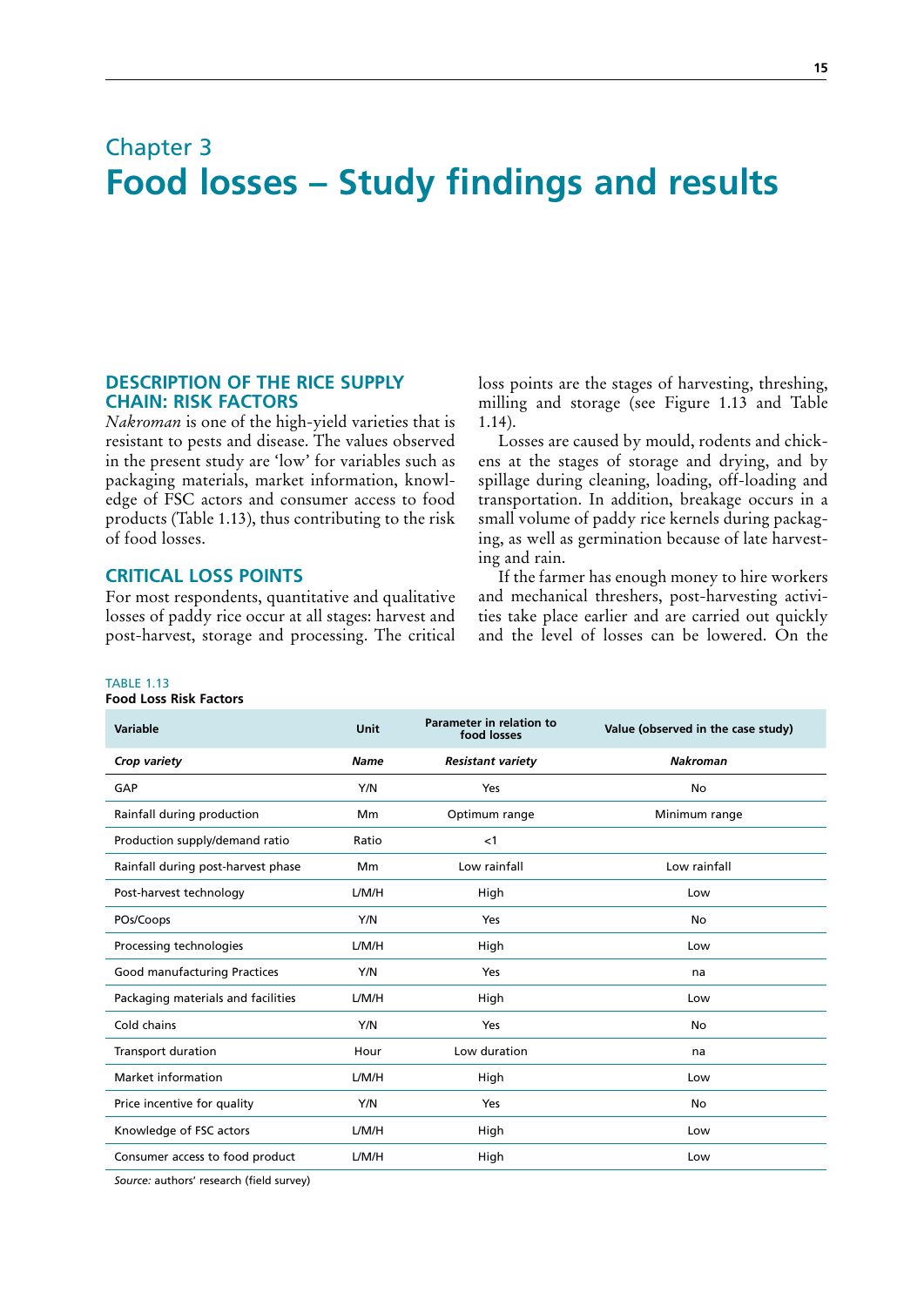# Chapter 3
# Food losses – Study findings and results

## DESCRIPTION OF THE RICE SUPPLY CHAIN: RISK FACTORS

*Nakroman* is one of the high-yield varieties that is resistant to pests and disease. The values observed in the present study are 'low' for variables such as packaging materials, market information, knowledge of FSC actors and consumer access to food products (Table 1.13), thus contributing to the risk of food losses.

## CRITICAL LOSS POINTS

For most respondents, quantitative and qualitative losses of paddy rice occur at all stages: harvest and post-harvest, storage and processing. The critical loss points are the stages of harvesting, threshing, milling and storage (see Figure 1.13 and Table 1.14).

Losses are caused by mould, rodents and chickens at the stages of storage and drying, and by spillage during cleaning, loading, off-loading and transportation. In addition, breakage occurs in a small volume of paddy rice kernels during packaging, as well as germination because of late harvesting and rain.

If the farmer has enough money to hire workers and mechanical threshers, post-harvesting activities take place earlier and are carried out quickly and the level of losses can be lowered. On the

TABLE 1.13
**Food Loss Risk Factors**

| Variable | Unit | Parameter in relation to food losses | Value (observed in the case study) |
|---|---|---|---|
| ***Crop variety*** | ***Name*** | ***Resistant variety*** | ***Nakroman*** |
| GAP | Y/N | Yes | No |
| Rainfall during production | Mm | Optimum range | Minimum range |
| Production supply/demand ratio | Ratio | <1 | |
| Rainfall during post-harvest phase | Mm | Low rainfall | Low rainfall |
| Post-harvest technology | L/M/H | High | Low |
| POs/Coops | Y/N | Yes | No |
| Processing technologies | L/M/H | High | Low |
| Good manufacturing Practices | Y/N | Yes | na |
| Packaging materials and facilities | L/M/H | High | Low |
| Cold chains | Y/N | Yes | No |
| Transport duration | Hour | Low duration | na |
| Market information | L/M/H | High | Low |
| Price incentive for quality | Y/N | Yes | No |
| Knowledge of FSC actors | L/M/H | High | Low |
| Consumer access to food product | L/M/H | High | Low |

*Source:* authors' research (field survey)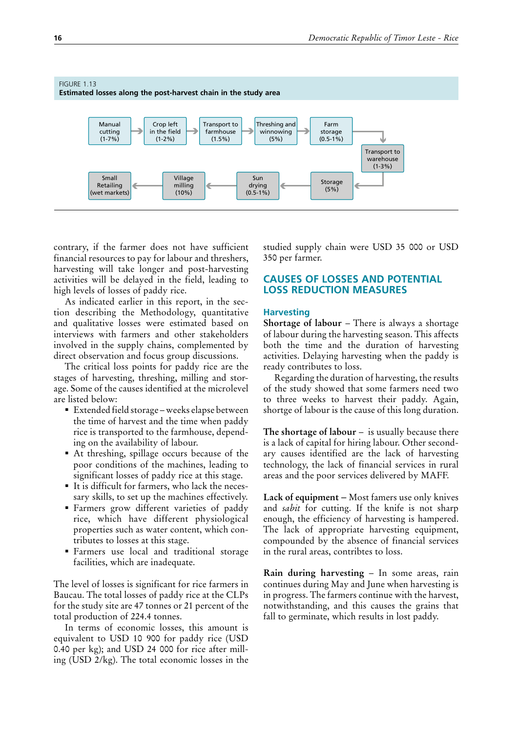FIGURE 1.13
**Estimated losses along the post-harvest chain in the study area**

Manual cutting (1-7%) → Crop left in the field (1-2%) → Transport to farmhouse (1.5%) → Threshing and winnowing (5%) → Farm storage (0.5-1%) → Transport to warehouse (1-3%) → Storage (5%) → Sun drying (0.5-1%) → Village milling (10%) → Small Retailing (wet markets)

contrary, if the farmer does not have sufficient financial resources to pay for labour and threshers, harvesting will take longer and post-harvesting activities will be delayed in the field, leading to high levels of losses of paddy rice.

As indicated earlier in this report, in the section describing the Methodology, quantitative and qualitative losses were estimated based on interviews with farmers and other stakeholders involved in the supply chains, complemented by direct observation and focus group discussions.

The critical loss points for paddy rice are the stages of harvesting, threshing, milling and storage. Some of the causes identified at the microlevel are listed below:

- Extended field storage – weeks elapse between the time of harvest and the time when paddy rice is transported to the farmhouse, depending on the availability of labour.
- At threshing, spillage occurs because of the poor conditions of the machines, leading to significant losses of paddy rice at this stage.
- It is difficult for farmers, who lack the necessary skills, to set up the machines effectively.
- Farmers grow different varieties of paddy rice, which have different physiological properties such as water content, which contributes to losses at this stage.
- Farmers use local and traditional storage facilities, which are inadequate.

The level of losses is significant for rice farmers in Baucau. The total losses of paddy rice at the CLPs for the study site are 47 tonnes or 21 percent of the total production of 224.4 tonnes.

In terms of economic losses, this amount is equivalent to USD 10 900 for paddy rice (USD 0.40 per kg); and USD 24 000 for rice after milling (USD 2/kg). The total economic losses in the studied supply chain were USD 35 000 or USD 350 per farmer.

## CAUSES OF LOSSES AND POTENTIAL LOSS REDUCTION MEASURES

### Harvesting

**Shortage of labour** – There is always a shortage of labour during the harvesting season. This affects both the time and the duration of harvesting activities. Delaying harvesting when the paddy is ready contributes to loss.

Regarding the duration of harvesting, the results of the study showed that some farmers need two to three weeks to harvest their paddy. Again, shortge of labour is the cause of this long duration.

**The shortage of labour** – is usually because there is a lack of capital for hiring labour. Other secondary causes identified are the lack of harvesting technology, the lack of financial services in rural areas and the poor services delivered by MAFF.

**Lack of equipment** – Most famers use only knives and *sabit* for cutting. If the knife is not sharp enough, the efficiency of harvesting is hampered. The lack of appropriate harvesting equipment, compounded by the absence of financial services in the rural areas, contribtes to loss.

**Rain during harvesting** – In some areas, rain continues during May and June when harvesting is in progress. The farmers continue with the harvest, notwithstanding, and this causes the grains that fall to germinate, which results in lost paddy.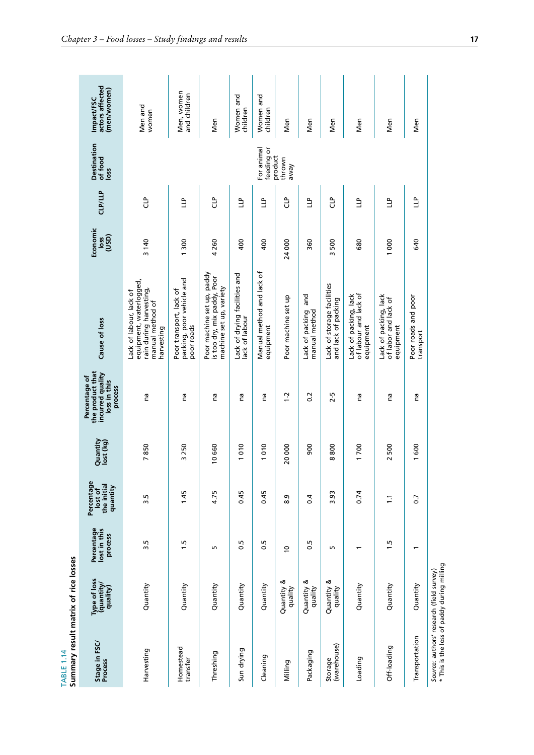TABLE 1.14
Summary result matrix of rice losses

| Stage in FSC/ Process | Type of loss (quantity/ quality) | Percentage lost in this process | Percentage lost of the initial quantity | Quantity lost (kg) | Percentage of the product that incurred quality loss in this process | Cause of loss | Economic loss (USD) | CLP/LLP | Destination of food loss | Impact/FSC actors affected (men/women) |
|---|---|---|---|---|---|---|---|---|---|---|
| Harvesting | Quantity | 3.5 | 3.5 | 7 850 | na | Lack of labour, lack of equipment, waterlogged, rain during harvesting, manual method of harvesting | 3 140 | CLP | | Men and women |
| Homestead transfer | Quantity | 1.5 | 1.45 | 3 250 | na | Poor transport, lack of packing, poor vehicle and poor roads | 1 300 | LLP | | Men, women and children |
| Threshing | Quantity | 5 | 4.75 | 10 660 | na | Poor machine set up, paddy is too dry, mix paddy, Poor machine set up, variety | 4 260 | CLP | | Men |
| Sun drying | Quantity | 0.5 | 0.45 | 1 010 | na | Lack of drying facilities and lack of labour | 400 | LLP | | Women and children |
| Cleaning | Quantity | 0.5 | 0.45 | 1 010 | na | Manual method and lack of equipment | 400 | LLP | For animal feeding or product thrown away | Women and children |
| Milling | Quantity & quality | 10 | 8.9 | 20 000 | 1-2 | Poor machine set up | 24 000 | CLP | | Men |
| Packaging | Quantity & quality | 0.5 | 0.4 | 900 | 0.2 | Lack of packing and manual method | 360 | LLP | | Men |
| Storage (warehouse) | Quantity & quality | 5 | 3.93 | 8 800 | 2-5 | Lack of storage facilities and lack of packing | 3 500 | CLP | | Men |
| Loading | Quantity | 1 | 0.74 | 1 700 | na | Lack of packing, lack of labour and lack of equipment | 680 | LLP | | Men |
| Off-loading | Quantity | 1.5 | 1.1 | 2 500 | na | Lack of packing, lack of labor and lack of equipment | 1 000 | LLP | | Men |
| Transportation | Quantity | 1 | 0.7 | 1 600 | na | Poor roads and poor transport | 640 | LLP | | Men |

*Source:* authors' research (field survey)
\* This is the loss of paddy during milling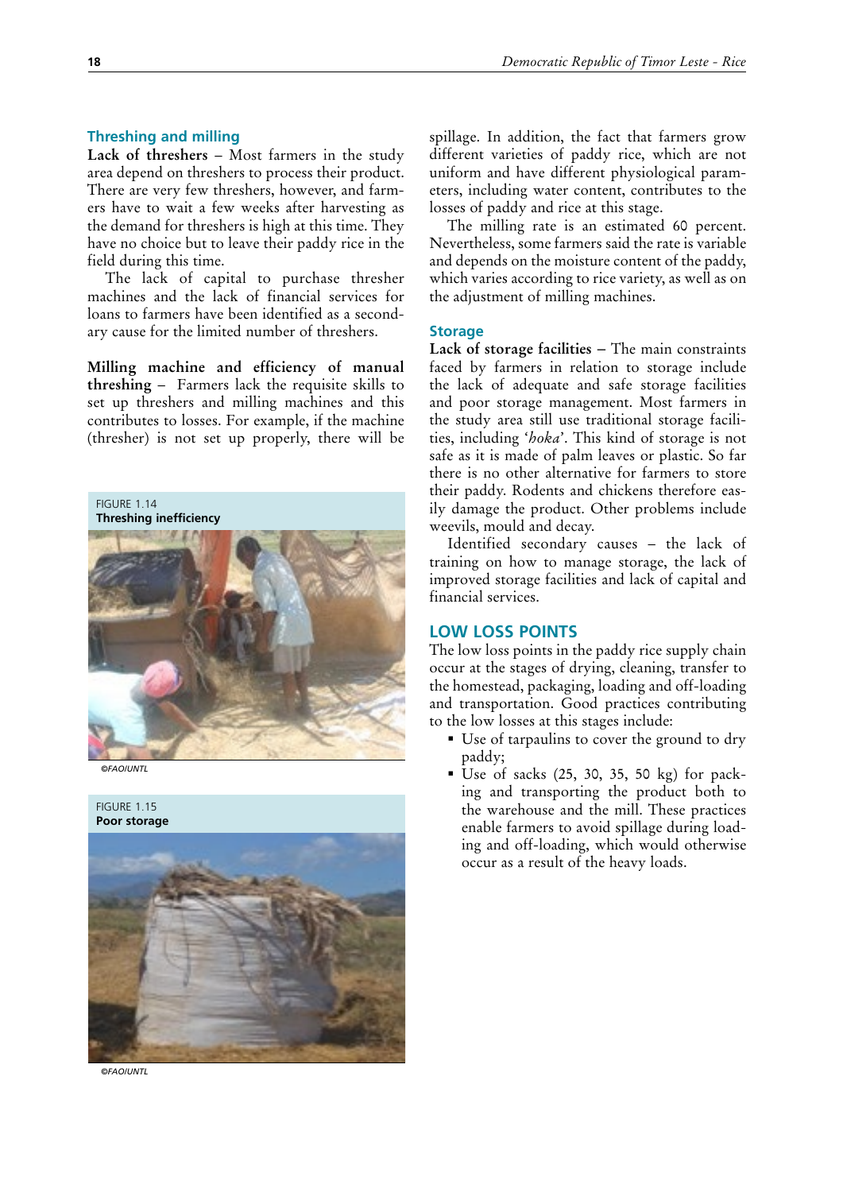### Threshing and milling

**Lack of threshers** – Most farmers in the study area depend on threshers to process their product. There are very few threshers, however, and farmers have to wait a few weeks after harvesting as the demand for threshers is high at this time. They have no choice but to leave their paddy rice in the field during this time.

The lack of capital to purchase thresher machines and the lack of financial services for loans to farmers have been identified as a secondary cause for the limited number of threshers.

**Milling machine and efficiency of manual threshing** – Farmers lack the requisite skills to set up threshers and milling machines and this contributes to losses. For example, if the machine (thresher) is not set up properly, there will be spillage. In addition, the fact that farmers grow different varieties of paddy rice, which are not uniform and have different physiological parameters, including water content, contributes to the losses of paddy and rice at this stage.

The milling rate is an estimated 60 percent. Nevertheless, some farmers said the rate is variable and depends on the moisture content of the paddy, which varies according to rice variety, as well as on the adjustment of milling machines.

FIGURE 1.14
**Threshing inefficiency**

*©FAO/UNTL*

FIGURE 1.15
**Poor storage**

*©FAO/UNTL*

### Storage

**Lack of storage facilities** – The main constraints faced by farmers in relation to storage include the lack of adequate and safe storage facilities and poor storage management. Most farmers in the study area still use traditional storage facilities, including '*hoka*'. This kind of storage is not safe as it is made of palm leaves or plastic. So far there is no other alternative for farmers to store their paddy. Rodents and chickens therefore easily damage the product. Other problems include weevils, mould and decay.

Identified secondary causes – the lack of training on how to manage storage, the lack of improved storage facilities and lack of capital and financial services.

## LOW LOSS POINTS

The low loss points in the paddy rice supply chain occur at the stages of drying, cleaning, transfer to the homestead, packaging, loading and off-loading and transportation. Good practices contributing to the low losses at this stages include:

- Use of tarpaulins to cover the ground to dry paddy;
- Use of sacks (25, 30, 35, 50 kg) for packing and transporting the product both to the warehouse and the mill. These practices enable farmers to avoid spillage during loading and off-loading, which would otherwise occur as a result of the heavy loads.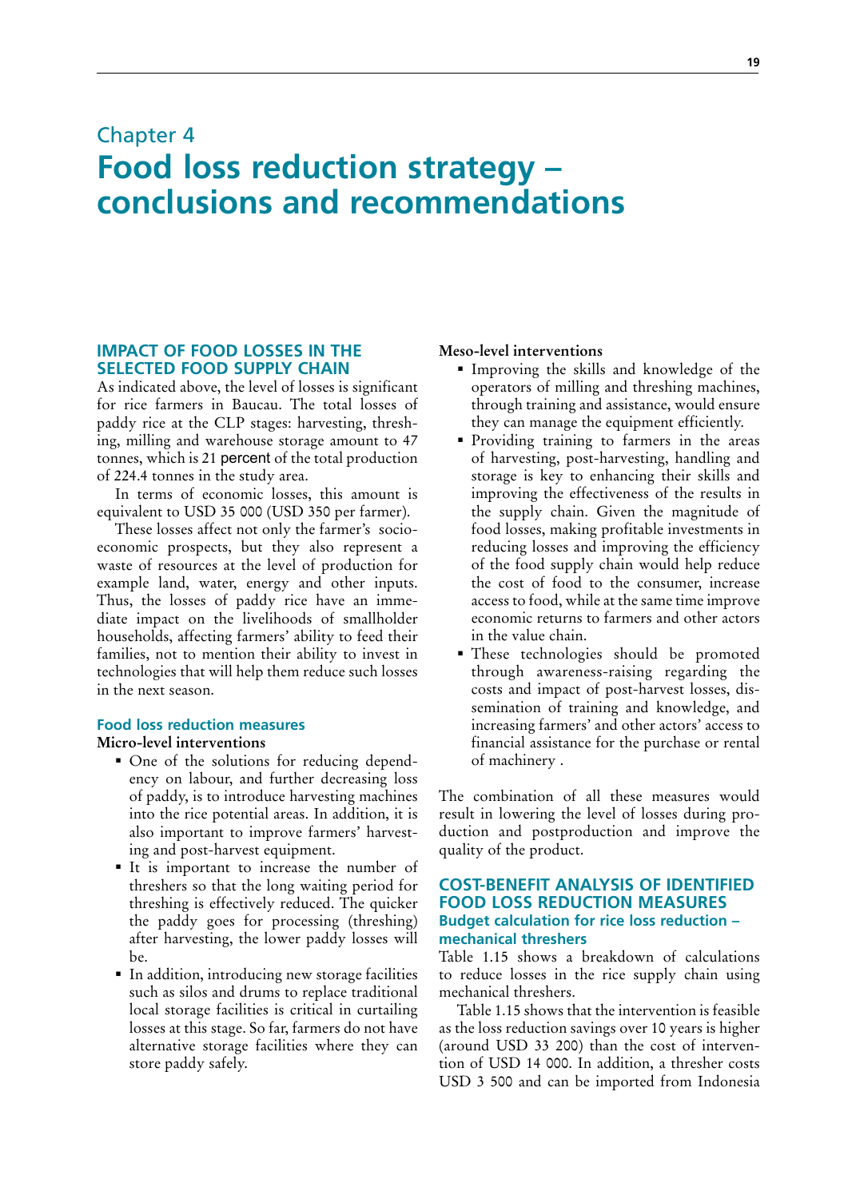# Chapter 4
# Food loss reduction strategy – conclusions and recommendations

## IMPACT OF FOOD LOSSES IN THE SELECTED FOOD SUPPLY CHAIN

As indicated above, the level of losses is significant for rice farmers in Baucau. The total losses of paddy rice at the CLP stages: harvesting, threshing, milling and warehouse storage amount to 47 tonnes, which is 21 percent of the total production of 224.4 tonnes in the study area.

In terms of economic losses, this amount is equivalent to USD 35 000 (USD 350 per farmer).

These losses affect not only the farmer's socio-economic prospects, but they also represent a waste of resources at the level of production for example land, water, energy and other inputs. Thus, the losses of paddy rice have an immediate impact on the livelihoods of smallholder households, affecting farmers' ability to feed their families, not to mention their ability to invest in technologies that will help them reduce such losses in the next season.

### Food loss reduction measures

**Micro-level interventions**

- One of the solutions for reducing dependency on labour, and further decreasing loss of paddy, is to introduce harvesting machines into the rice potential areas. In addition, it is also important to improve farmers' harvesting and post-harvest equipment.
- It is important to increase the number of threshers so that the long waiting period for threshing is effectively reduced. The quicker the paddy goes for processing (threshing) after harvesting, the lower paddy losses will be.
- In addition, introducing new storage facilities such as silos and drums to replace traditional local storage facilities is critical in curtailing losses at this stage. So far, farmers do not have alternative storage facilities where they can store paddy safely.

**Meso-level interventions**

- Improving the skills and knowledge of the operators of milling and threshing machines, through training and assistance, would ensure they can manage the equipment efficiently.
- Providing training to farmers in the areas of harvesting, post-harvesting, handling and storage is key to enhancing their skills and improving the effectiveness of the results in the supply chain. Given the magnitude of food losses, making profitable investments in reducing losses and improving the efficiency of the food supply chain would help reduce the cost of food to the consumer, increase access to food, while at the same time improve economic returns to farmers and other actors in the value chain.
- These technologies should be promoted through awareness-raising regarding the costs and impact of post-harvest losses, dissemination of training and knowledge, and increasing farmers' and other actors' access to financial assistance for the purchase or rental of machinery .

The combination of all these measures would result in lowering the level of losses during production and postproduction and improve the quality of the product.

## COST-BENEFIT ANALYSIS OF IDENTIFIED FOOD LOSS REDUCTION MEASURES

### Budget calculation for rice loss reduction – mechanical threshers

Table 1.15 shows a breakdown of calculations to reduce losses in the rice supply chain using mechanical threshers.

Table 1.15 shows that the intervention is feasible as the loss reduction savings over 10 years is higher (around USD 33 200) than the cost of intervention of USD 14 000. In addition, a thresher costs USD 3 500 and can be imported from Indonesia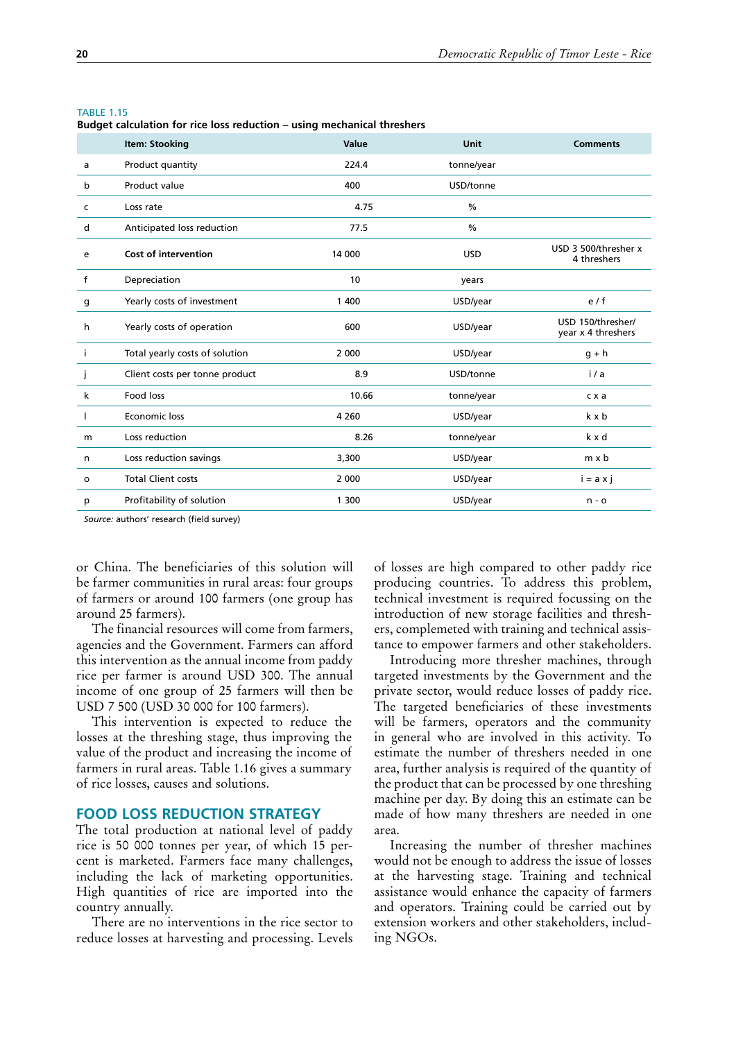TABLE 1.15

**Budget calculation for rice loss reduction – using mechanical threshers**

| | Item: Stooking | Value | Unit | Comments |
|---|---|---|---|---|
| a | Product quantity | 224.4 | tonne/year | |
| b | Product value | 400 | USD/tonne | |
| c | Loss rate | 4.75 | % | |
| d | Anticipated loss reduction | 77.5 | % | |
| e | **Cost of intervention** | 14 000 | USD | USD 3 500/thresher x 4 threshers |
| f | Depreciation | 10 | years | |
| g | Yearly costs of investment | 1 400 | USD/year | e / f |
| h | Yearly costs of operation | 600 | USD/year | USD 150/thresher/ year x 4 threshers |
| i | Total yearly costs of solution | 2 000 | USD/year | g + h |
| j | Client costs per tonne product | 8.9 | USD/tonne | i / a |
| k | Food loss | 10.66 | tonne/year | c x a |
| l | Economic loss | 4 260 | USD/year | k x b |
| m | Loss reduction | 8.26 | tonne/year | k x d |
| n | Loss reduction savings | 3,300 | USD/year | m x b |
| o | Total Client costs | 2 000 | USD/year | i = a x j |
| p | Profitability of solution | 1 300 | USD/year | n - o |

*Source:* authors' research (field survey)

or China. The beneficiaries of this solution will be farmer communities in rural areas: four groups of farmers or around 100 farmers (one group has around 25 farmers).

The financial resources will come from farmers, agencies and the Government. Farmers can afford this intervention as the annual income from paddy rice per farmer is around USD 300. The annual income of one group of 25 farmers will then be USD 7 500 (USD 30 000 for 100 farmers).

This intervention is expected to reduce the losses at the threshing stage, thus improving the value of the product and increasing the income of farmers in rural areas. Table 1.16 gives a summary of rice losses, causes and solutions.

## FOOD LOSS REDUCTION STRATEGY

The total production at national level of paddy rice is 50 000 tonnes per year, of which 15 percent is marketed. Farmers face many challenges, including the lack of marketing opportunities. High quantities of rice are imported into the country annually.

There are no interventions in the rice sector to reduce losses at harvesting and processing. Levels of losses are high compared to other paddy rice producing countries. To address this problem, technical investment is required focussing on the introduction of new storage facilities and threshers, complemented with training and technical assistance to empower farmers and other stakeholders.

Introducing more thresher machines, through targeted investments by the Government and the private sector, would reduce losses of paddy rice. The targeted beneficiaries of these investments will be farmers, operators and the community in general who are involved in this activity. To estimate the number of threshers needed in one area, further analysis is required of the quantity of the product that can be processed by one threshing machine per day. By doing this an estimate can be made of how many threshers are needed in one area.

Increasing the number of thresher machines would not be enough to address the issue of losses at the harvesting stage. Training and technical assistance would enhance the capacity of farmers and operators. Training could be carried out by extension workers and other stakeholders, including NGOs.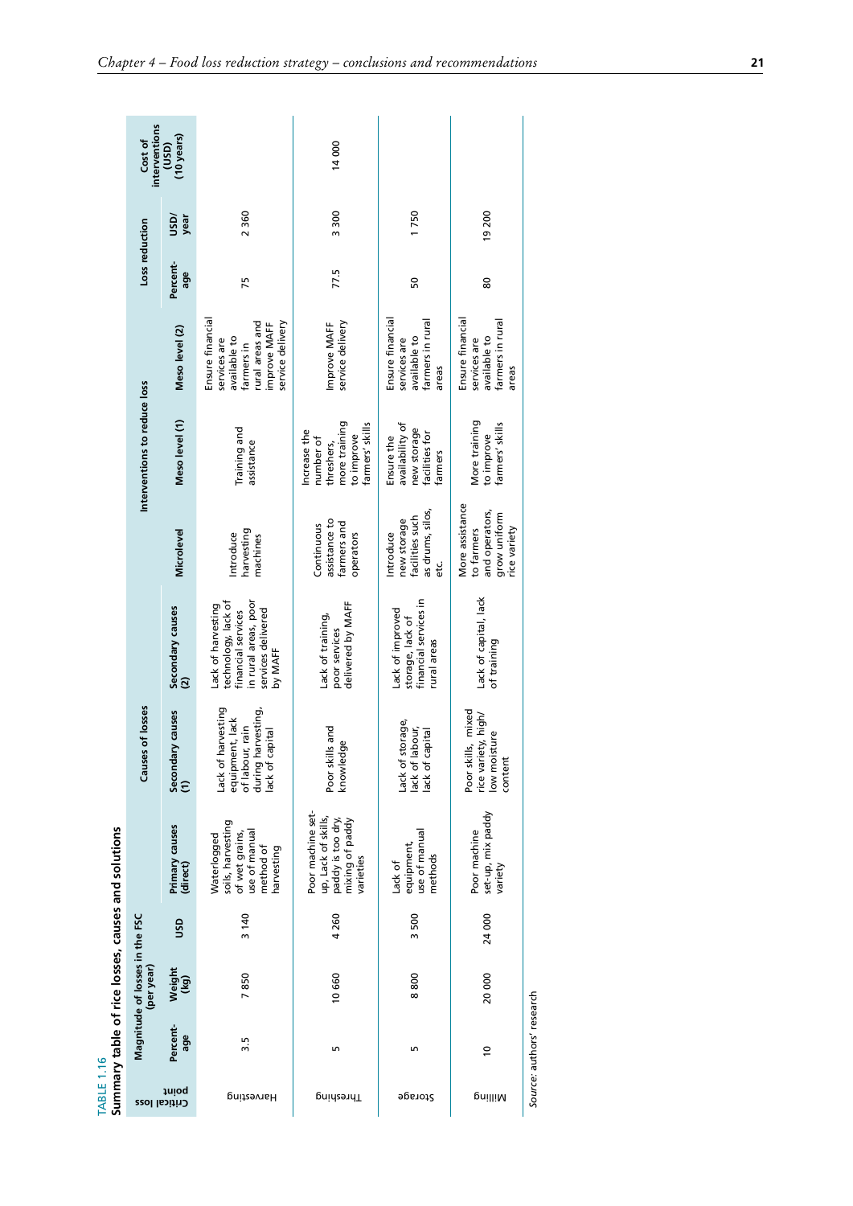TABLE 1.16
**Summary table of rice losses, causes and solutions**

| Critical loss point | Magnitude of losses in the FSC (per year) | | | Causes of losses | | | Interventions to reduce loss | | | Loss reduction | | Cost of interventions (USD) (10 years) |
|---|---|---|---|---|---|---|---|---|---|---|---|---|
| | Percent-age | Weight (kg) | USD | Primary causes (direct) | Secondary causes (1) | Secondary causes (2) | Microlevel | Meso level (1) | Meso level (2) | Percent-age | USD/ year | |
| Harvesting | 3.5 | 7 850 | 3 140 | Waterlogged soils, harvesting of wet grains, use of manual method of harvesting | Lack of harvesting equipment, lack of labour, rain during harvesting, lack of capital | Lack of harvesting technology, lack of financial services in rural areas, poor services delivered by MAFF | Introduce harvesting machines | Training and assistance | Ensure financial services are available to farmers in rural areas and improve MAFF service delivery | 75 | 2 360 | |
| Threshing | 5 | 10 660 | 4 260 | Poor machine set-up, Lack of skills, paddy is too dry, mixing of paddy varieties | Poor skills and knowledge | Lack of training, poor services delivered by MAFF | Continuous assistance to farmers and operators | Increase the number of threshers, more training to improve farmers' skills | Improve MAFF service delivery | 77.5 | 3 300 | 14 000 |
| Storage | 5 | 8 800 | 3 500 | Lack of equipment, use of manual methods | Lack of storage, lack of labour, lack of capital | Lack of improved storage, lack of financial services in rural areas | Introduce new storage facilities such as drums, silos, etc. | Ensure the availability of new storage facilities for farmers | Ensure financial services are available to farmers in rural areas | 50 | 1 750 | |
| Milling | 10 | 20 000 | 24 000 | Poor machine set-up, mix paddy variety | Poor skills, mixed rice variety, high/ low moisture content | Lack of capital, lack of training | More assistance to farmers and operators, grow uniform rice variety | More training to improve farmers' skills | Ensure financial services are available to farmers in rural areas | 80 | 19 200 | |

*Source:* authors' research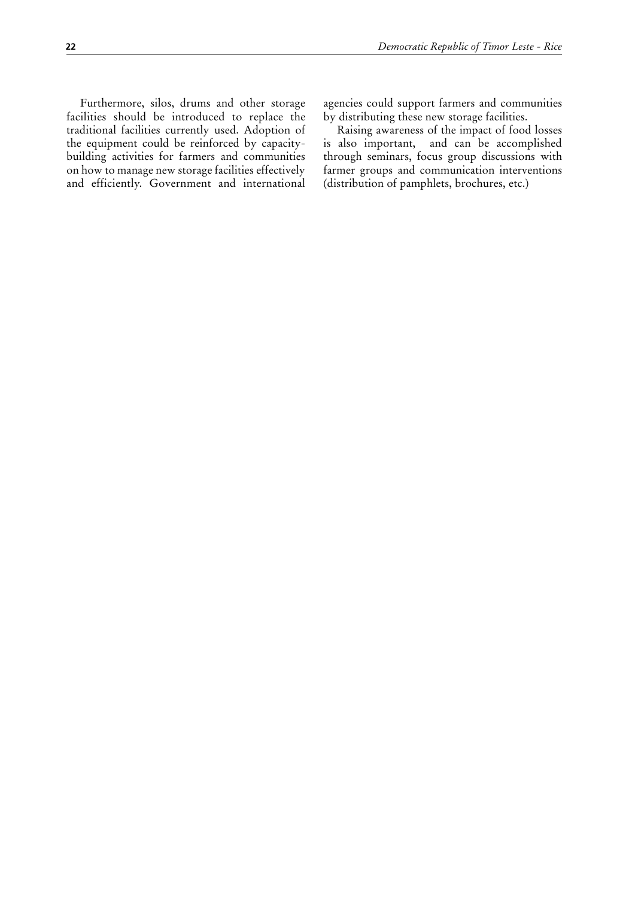Furthermore, silos, drums and other storage facilities should be introduced to replace the traditional facilities currently used. Adoption of the equipment could be reinforced by capacity-building activities for farmers and communities on how to manage new storage facilities effectively and efficiently. Government and international agencies could support farmers and communities by distributing these new storage facilities.

Raising awareness of the impact of food losses is also important, and can be accomplished through seminars, focus group discussions with farmer groups and communication interventions (distribution of pamphlets, brochures, etc.)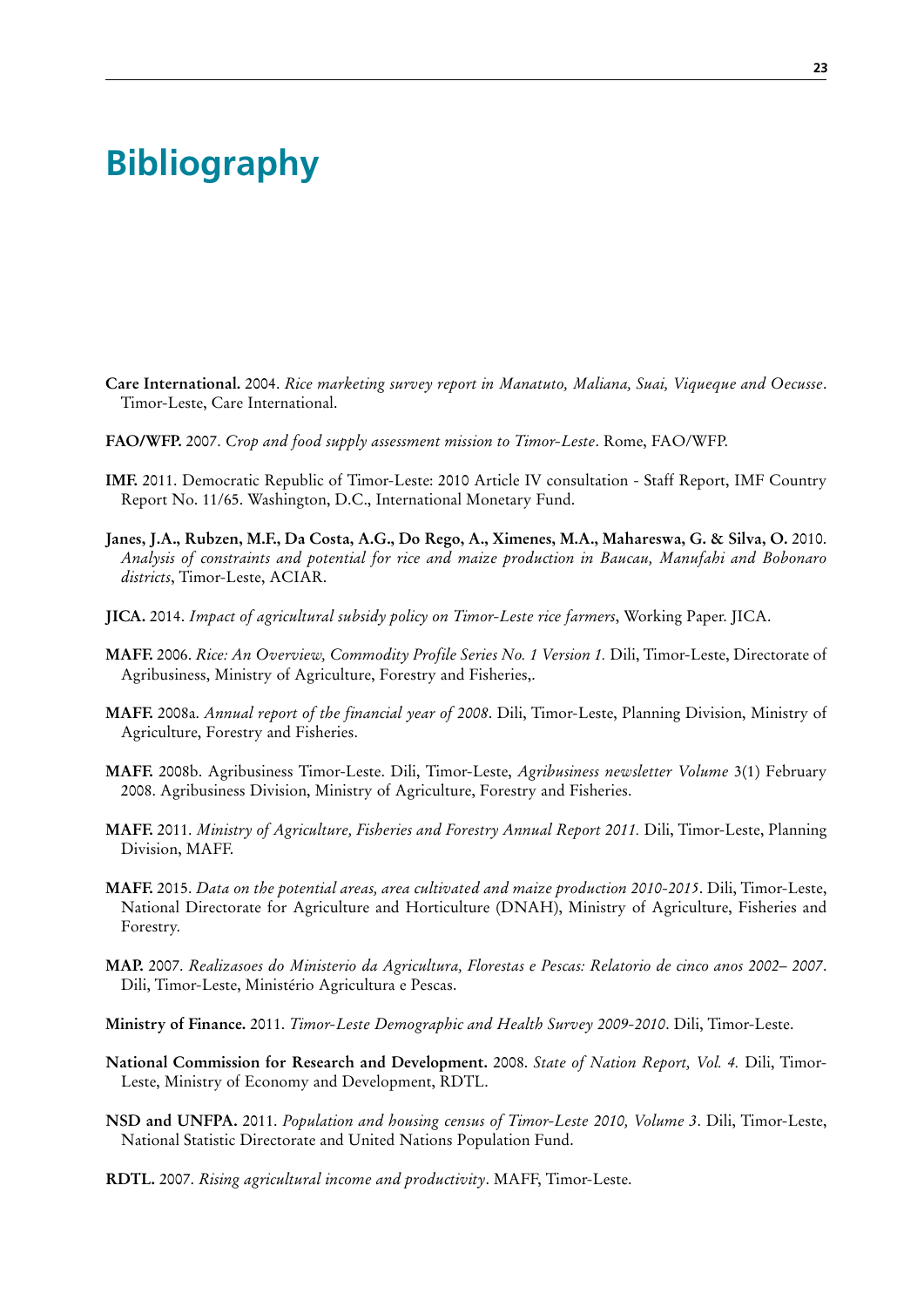# Bibliography

**Care International.** 2004. *Rice marketing survey report in Manatuto, Maliana, Suai, Viqueque and Oecusse*. Timor-Leste, Care International.

**FAO/WFP.** 2007. *Crop and food supply assessment mission to Timor-Leste*. Rome, FAO/WFP.

**IMF.** 2011. Democratic Republic of Timor-Leste: 2010 Article IV consultation - Staff Report, IMF Country Report No. 11/65. Washington, D.C., International Monetary Fund.

**Janes, J.A., Rubzen, M.F., Da Costa, A.G., Do Rego, A., Ximenes, M.A., Mahareswa, G. & Silva, O.** 2010. *Analysis of constraints and potential for rice and maize production in Baucau, Manufahi and Bobonaro districts*, Timor-Leste, ACIAR.

**JICA.** 2014. *Impact of agricultural subsidy policy on Timor-Leste rice farmers*, Working Paper. JICA.

**MAFF.** 2006. *Rice: An Overview, Commodity Profile Series No. 1 Version 1.* Dili, Timor-Leste, Directorate of Agribusiness, Ministry of Agriculture, Forestry and Fisheries,.

**MAFF.** 2008a. *Annual report of the financial year of 2008*. Dili, Timor-Leste, Planning Division, Ministry of Agriculture, Forestry and Fisheries.

**MAFF.** 2008b. Agribusiness Timor-Leste. Dili, Timor-Leste, *Agribusiness newsletter Volume* 3(1) February 2008. Agribusiness Division, Ministry of Agriculture, Forestry and Fisheries.

**MAFF.** 2011. *Ministry of Agriculture, Fisheries and Forestry Annual Report 2011.* Dili, Timor-Leste, Planning Division, MAFF.

**MAFF.** 2015. *Data on the potential areas, area cultivated and maize production 2010-2015*. Dili, Timor-Leste, National Directorate for Agriculture and Horticulture (DNAH), Ministry of Agriculture, Fisheries and Forestry.

**MAP.** 2007. *Realizasoes do Ministerio da Agricultura, Florestas e Pescas: Relatorio de cinco anos 2002– 2007*. Dili, Timor-Leste, Ministério Agricultura e Pescas.

**Ministry of Finance.** 2011. *Timor-Leste Demographic and Health Survey 2009-2010*. Dili, Timor-Leste.

**National Commission for Research and Development.** 2008. *State of Nation Report, Vol. 4.* Dili, Timor-Leste, Ministry of Economy and Development, RDTL.

**NSD and UNFPA.** 2011. *Population and housing census of Timor-Leste 2010, Volume 3*. Dili, Timor-Leste, National Statistic Directorate and United Nations Population Fund.

**RDTL.** 2007. *Rising agricultural income and productivity*. MAFF, Timor-Leste.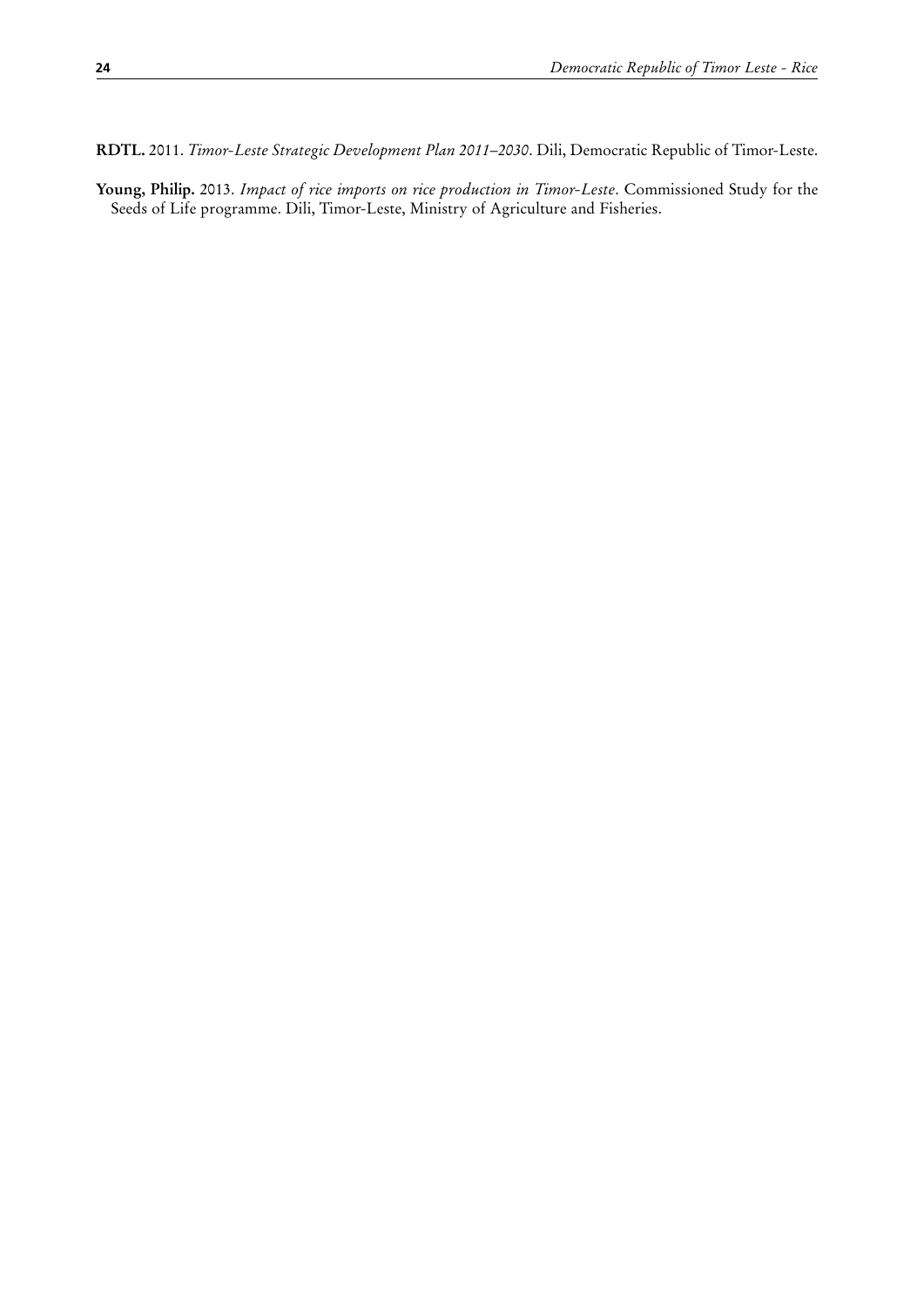**RDTL.** 2011. *Timor-Leste Strategic Development Plan 2011–2030*. Dili, Democratic Republic of Timor-Leste.

**Young, Philip.** 2013. *Impact of rice imports on rice production in Timor-Leste*. Commissioned Study for the Seeds of Life programme. Dili, Timor-Leste, Ministry of Agriculture and Fisheries.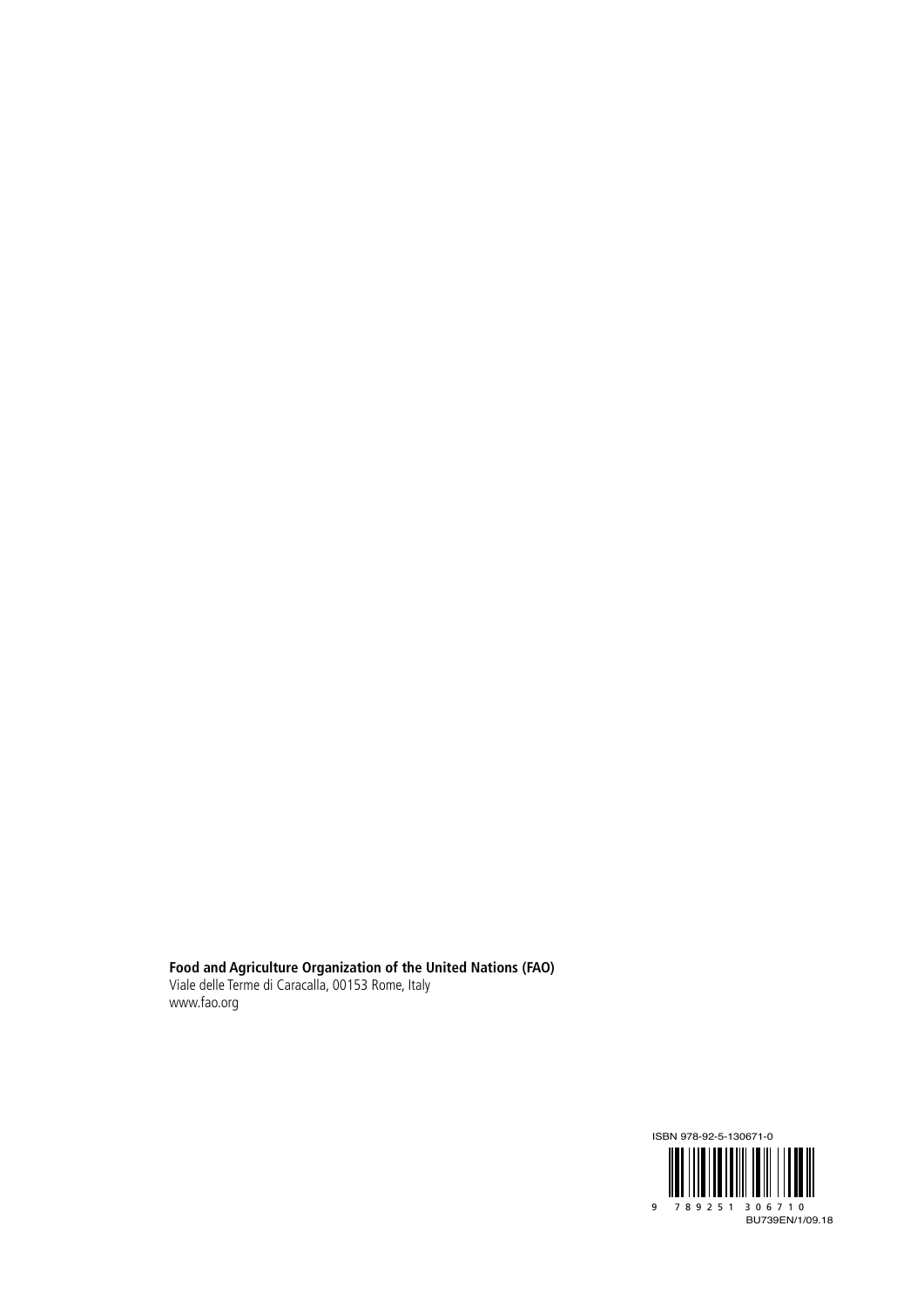**Food and Agriculture Organization of the United Nations (FAO)**
Viale delle Terme di Caracalla, 00153 Rome, Italy
www.fao.org

ISBN 978-92-5-130671-0

9 789251 306710

BU739EN/1/09.18